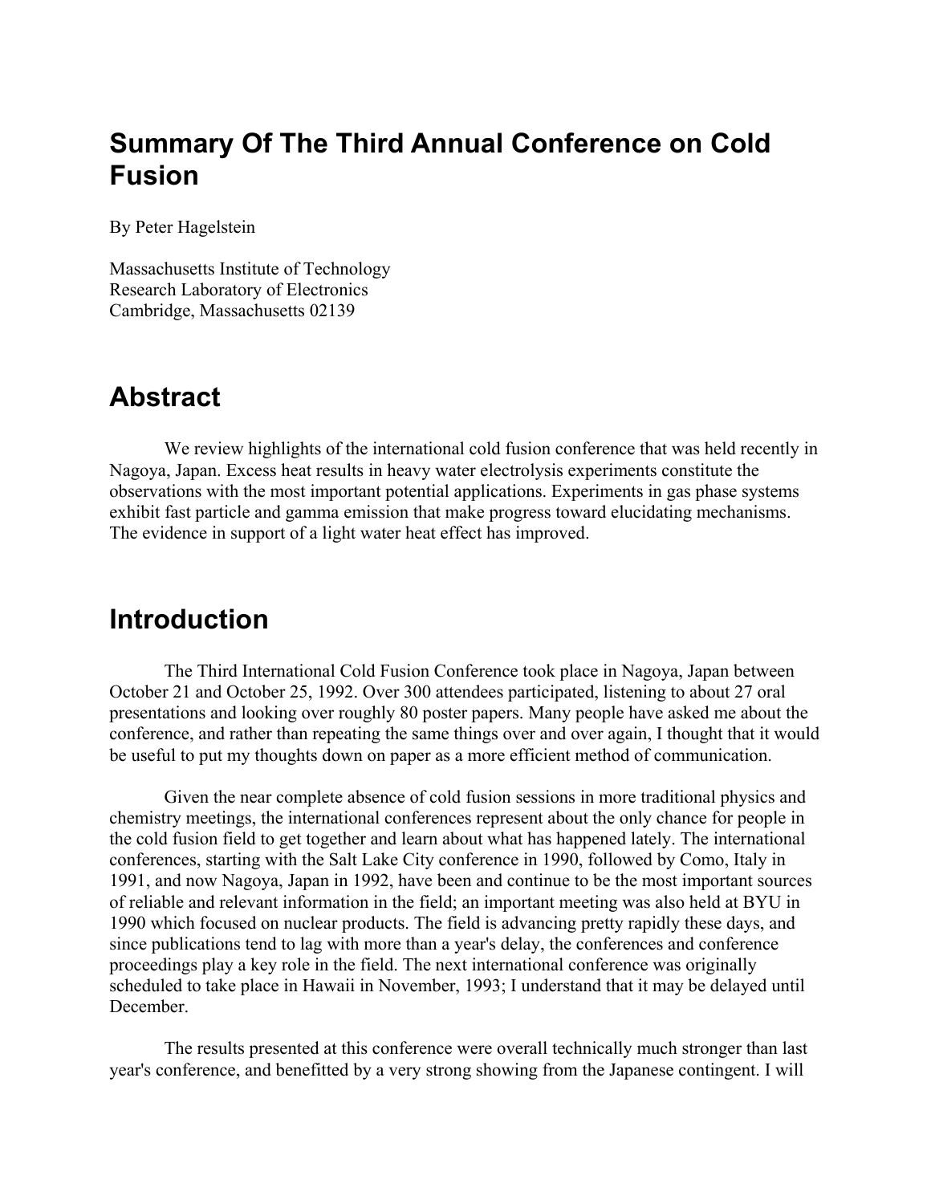# Summary Of The Third Annual Conference on Cold Fusion

By Peter Hagelstein

Massachusetts Institute of Technology
Research Laboratory of Electronics
Cambridge, Massachusetts 02139

# Abstract

We review highlights of the international cold fusion conference that was held recently in Nagoya, Japan. Excess heat results in heavy water electrolysis experiments constitute the observations with the most important potential applications. Experiments in gas phase systems exhibit fast particle and gamma emission that make progress toward elucidating mechanisms. The evidence in support of a light water heat effect has improved.

# Introduction

The Third International Cold Fusion Conference took place in Nagoya, Japan between October 21 and October 25, 1992. Over 300 attendees participated, listening to about 27 oral presentations and looking over roughly 80 poster papers. Many people have asked me about the conference, and rather than repeating the same things over and over again, I thought that it would be useful to put my thoughts down on paper as a more efficient method of communication.

Given the near complete absence of cold fusion sessions in more traditional physics and chemistry meetings, the international conferences represent about the only chance for people in the cold fusion field to get together and learn about what has happened lately. The international conferences, starting with the Salt Lake City conference in 1990, followed by Como, Italy in 1991, and now Nagoya, Japan in 1992, have been and continue to be the most important sources of reliable and relevant information in the field; an important meeting was also held at BYU in 1990 which focused on nuclear products. The field is advancing pretty rapidly these days, and since publications tend to lag with more than a year's delay, the conferences and conference proceedings play a key role in the field. The next international conference was originally scheduled to take place in Hawaii in November, 1993; I understand that it may be delayed until December.

The results presented at this conference were overall technically much stronger than last year's conference, and benefitted by a very strong showing from the Japanese contingent. I will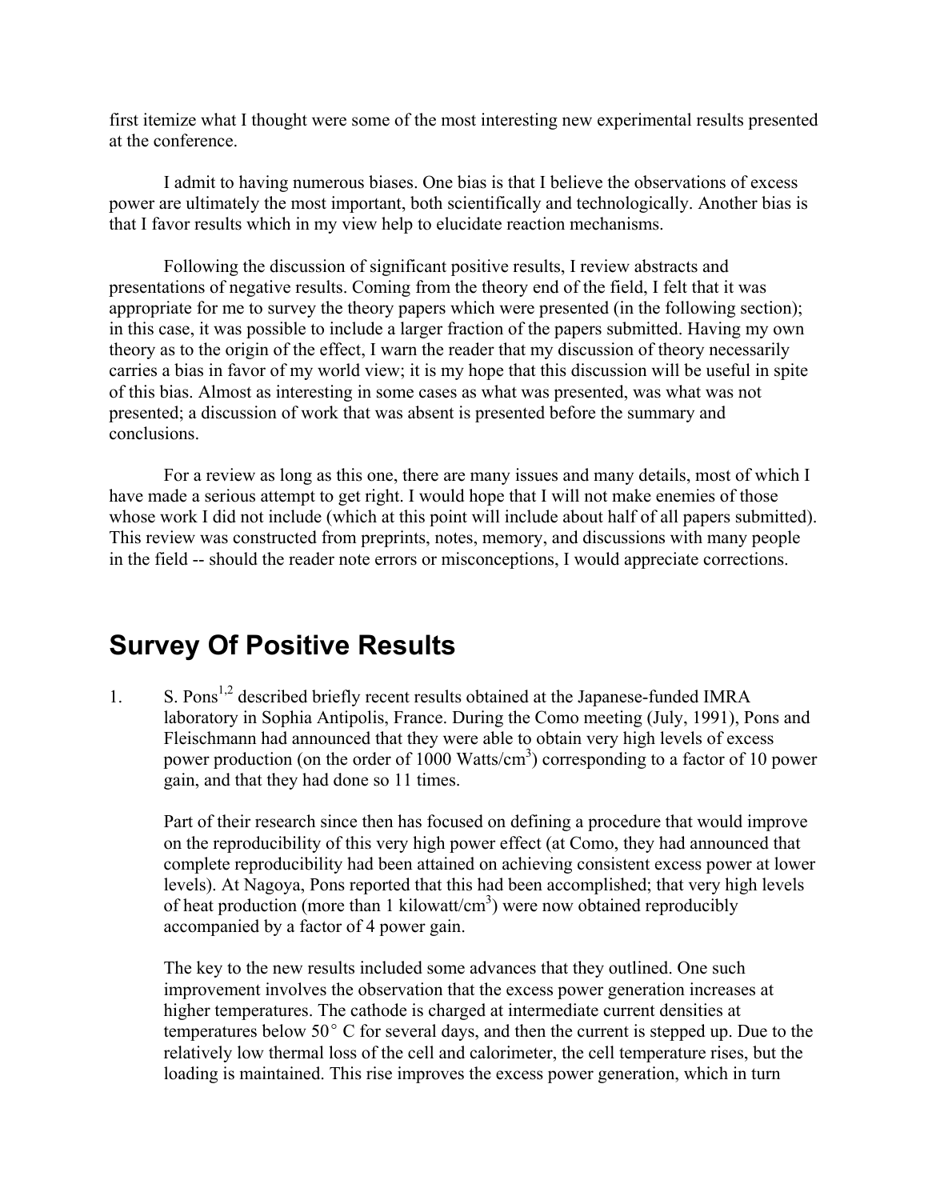first itemize what I thought were some of the most interesting new experimental results presented at the conference.

I admit to having numerous biases. One bias is that I believe the observations of excess power are ultimately the most important, both scientifically and technologically. Another bias is that I favor results which in my view help to elucidate reaction mechanisms.

Following the discussion of significant positive results, I review abstracts and presentations of negative results. Coming from the theory end of the field, I felt that it was appropriate for me to survey the theory papers which were presented (in the following section); in this case, it was possible to include a larger fraction of the papers submitted. Having my own theory as to the origin of the effect, I warn the reader that my discussion of theory necessarily carries a bias in favor of my world view; it is my hope that this discussion will be useful in spite of this bias. Almost as interesting in some cases as what was presented, was what was not presented; a discussion of work that was absent is presented before the summary and conclusions.

For a review as long as this one, there are many issues and many details, most of which I have made a serious attempt to get right. I would hope that I will not make enemies of those whose work I did not include (which at this point will include about half of all papers submitted). This review was constructed from preprints, notes, memory, and discussions with many people in the field -- should the reader note errors or misconceptions, I would appreciate corrections.

# Survey Of Positive Results

1. S. Pons[1,2] described briefly recent results obtained at the Japanese-funded IMRA laboratory in Sophia Antipolis, France. During the Como meeting (July, 1991), Pons and Fleischmann had announced that they were able to obtain very high levels of excess power production (on the order of 1000 Watts/$cm^3$) corresponding to a factor of 10 power gain, and that they had done so 11 times.

   Part of their research since then has focused on defining a procedure that would improve on the reproducibility of this very high power effect (at Como, they had announced that complete reproducibility had been attained on achieving consistent excess power at lower levels). At Nagoya, Pons reported that this had been accomplished; that very high levels of heat production (more than 1 kilowatt/$cm^3$) were now obtained reproducibly accompanied by a factor of 4 power gain.

   The key to the new results included some advances that they outlined. One such improvement involves the observation that the excess power generation increases at higher temperatures. The cathode is charged at intermediate current densities at temperatures below 50° C for several days, and then the current is stepped up. Due to the relatively low thermal loss of the cell and calorimeter, the cell temperature rises, but the loading is maintained. This rise improves the excess power generation, which in turn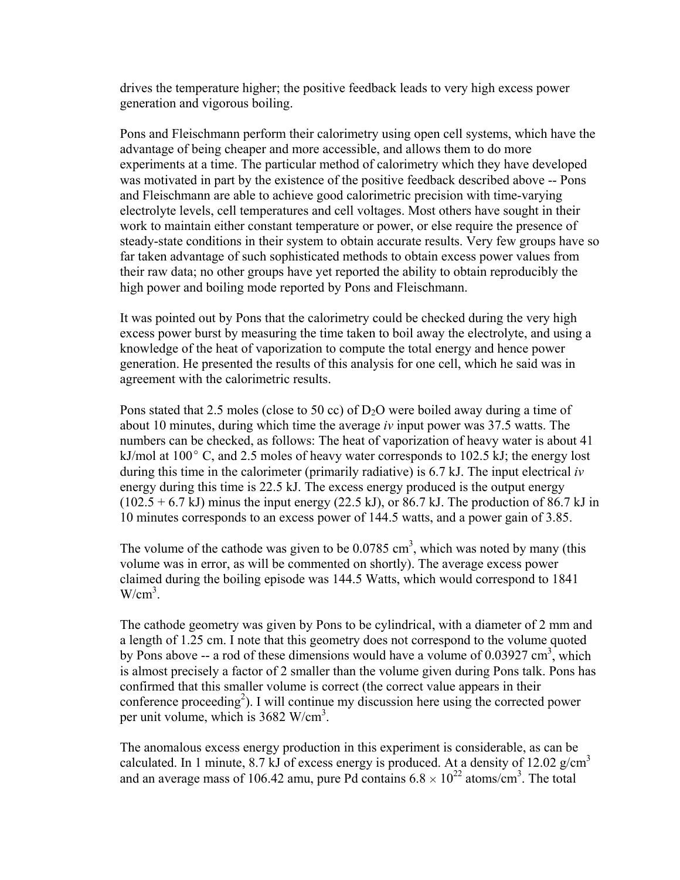drives the temperature higher; the positive feedback leads to very high excess power generation and vigorous boiling.

Pons and Fleischmann perform their calorimetry using open cell systems, which have the advantage of being cheaper and more accessible, and allows them to do more experiments at a time. The particular method of calorimetry which they have developed was motivated in part by the existence of the positive feedback described above -- Pons and Fleischmann are able to achieve good calorimetric precision with time-varying electrolyte levels, cell temperatures and cell voltages. Most others have sought in their work to maintain either constant temperature or power, or else require the presence of steady-state conditions in their system to obtain accurate results. Very few groups have so far taken advantage of such sophisticated methods to obtain excess power values from their raw data; no other groups have yet reported the ability to obtain reproducibly the high power and boiling mode reported by Pons and Fleischmann.

It was pointed out by Pons that the calorimetry could be checked during the very high excess power burst by measuring the time taken to boil away the electrolyte, and using a knowledge of the heat of vaporization to compute the total energy and hence power generation. He presented the results of this analysis for one cell, which he said was in agreement with the calorimetric results.

Pons stated that 2.5 moles (close to 50 cc) of $D_2O$ were boiled away during a time of about 10 minutes, during which time the average *iv* input power was 37.5 watts. The numbers can be checked, as follows: The heat of vaporization of heavy water is about 41 kJ/mol at 100° C, and 2.5 moles of heavy water corresponds to 102.5 kJ; the energy lost during this time in the calorimeter (primarily radiative) is 6.7 kJ. The input electrical *iv* energy during this time is 22.5 kJ. The excess energy produced is the output energy (102.5 + 6.7 kJ) minus the input energy (22.5 kJ), or 86.7 kJ. The production of 86.7 kJ in 10 minutes corresponds to an excess power of 144.5 watts, and a power gain of 3.85.

The volume of the cathode was given to be 0.0785 $cm^3$, which was noted by many (this volume was in error, as will be commented on shortly). The average excess power claimed during the boiling episode was 144.5 Watts, which would correspond to 1841 $W/cm^3$.

The cathode geometry was given by Pons to be cylindrical, with a diameter of 2 mm and a length of 1.25 cm. I note that this geometry does not correspond to the volume quoted by Pons above -- a rod of these dimensions would have a volume of 0.03927 $cm^3$, which is almost precisely a factor of 2 smaller than the volume given during Pons talk. Pons has confirmed that this smaller volume is correct (the correct value appears in their conference proceeding[2]). I will continue my discussion here using the corrected power per unit volume, which is 3682 $W/cm^3$.

The anomalous excess energy production in this experiment is considerable, as can be calculated. In 1 minute, 8.7 kJ of excess energy is produced. At a density of 12.02 $g/cm^3$ and an average mass of 106.42 amu, pure Pd contains $6.8 \times 10^{22}$ $atoms/cm^3$. The total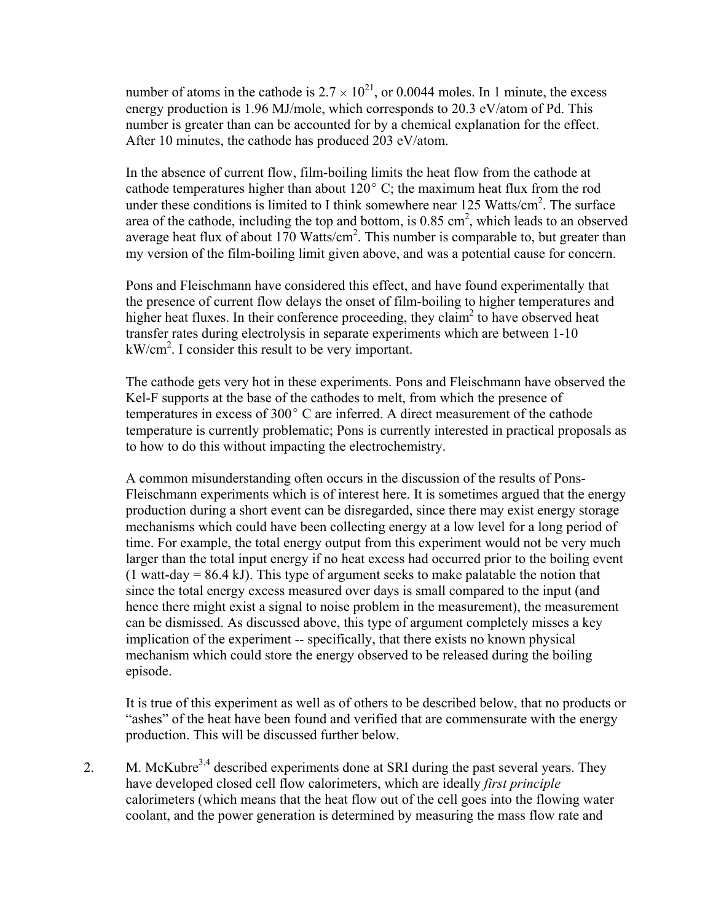number of atoms in the cathode is $2.7 \times 10^{21}$, or 0.0044 moles. In 1 minute, the excess energy production is 1.96 MJ/mole, which corresponds to 20.3 eV/atom of Pd. This number is greater than can be accounted for by a chemical explanation for the effect. After 10 minutes, the cathode has produced 203 eV/atom.

In the absence of current flow, film-boiling limits the heat flow from the cathode at cathode temperatures higher than about 120° C; the maximum heat flux from the rod under these conditions is limited to I think somewhere near 125 Watts/cm$^2$. The surface area of the cathode, including the top and bottom, is 0.85 cm$^2$, which leads to an observed average heat flux of about 170 Watts/cm$^2$. This number is comparable to, but greater than my version of the film-boiling limit given above, and was a potential cause for concern.

Pons and Fleischmann have considered this effect, and have found experimentally that the presence of current flow delays the onset of film-boiling to higher temperatures and higher heat fluxes. In their conference proceeding, they claim[2] to have observed heat transfer rates during electrolysis in separate experiments which are between 1-10 kW/cm$^2$. I consider this result to be very important.

The cathode gets very hot in these experiments. Pons and Fleischmann have observed the Kel-F supports at the base of the cathodes to melt, from which the presence of temperatures in excess of 300° C are inferred. A direct measurement of the cathode temperature is currently problematic; Pons is currently interested in practical proposals as to how to do this without impacting the electrochemistry.

A common misunderstanding often occurs in the discussion of the results of Pons-Fleischmann experiments which is of interest here. It is sometimes argued that the energy production during a short event can be disregarded, since there may exist energy storage mechanisms which could have been collecting energy at a low level for a long period of time. For example, the total energy output from this experiment would not be very much larger than the total input energy if no heat excess had occurred prior to the boiling event (1 watt-day = 86.4 kJ). This type of argument seeks to make palatable the notion that since the total energy excess measured over days is small compared to the input (and hence there might exist a signal to noise problem in the measurement), the measurement can be dismissed. As discussed above, this type of argument completely misses a key implication of the experiment -- specifically, that there exists no known physical mechanism which could store the energy observed to be released during the boiling episode.

It is true of this experiment as well as of others to be described below, that no products or "ashes" of the heat have been found and verified that are commensurate with the energy production. This will be discussed further below.

2. M. McKubre[3,4] described experiments done at SRI during the past several years. They have developed closed cell flow calorimeters, which are ideally *first principle* calorimeters (which means that the heat flow out of the cell goes into the flowing water coolant, and the power generation is determined by measuring the mass flow rate and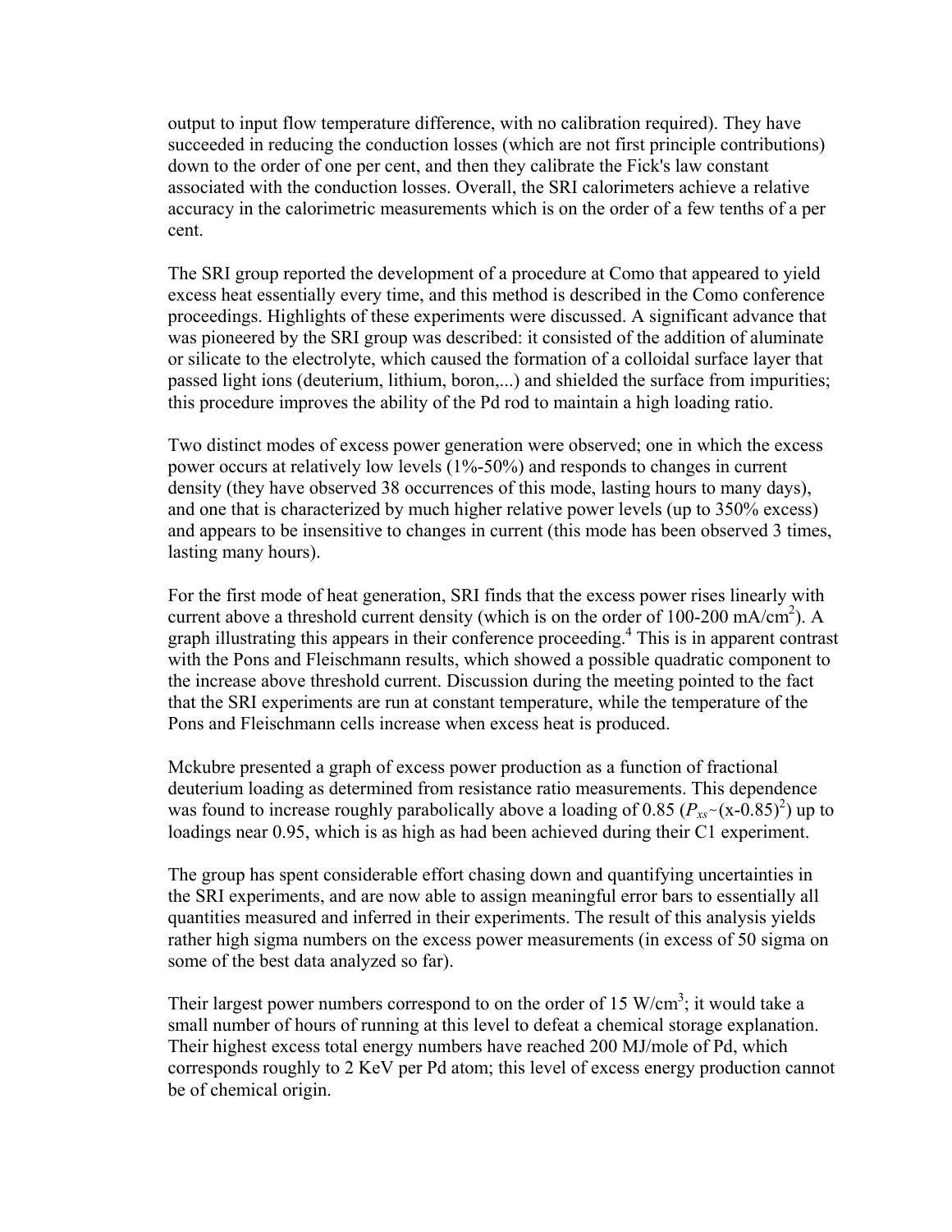output to input flow temperature difference, with no calibration required). They have succeeded in reducing the conduction losses (which are not first principle contributions) down to the order of one per cent, and then they calibrate the Fick's law constant associated with the conduction losses. Overall, the SRI calorimeters achieve a relative accuracy in the calorimetric measurements which is on the order of a few tenths of a per cent.

The SRI group reported the development of a procedure at Como that appeared to yield excess heat essentially every time, and this method is described in the Como conference proceedings. Highlights of these experiments were discussed. A significant advance that was pioneered by the SRI group was described: it consisted of the addition of aluminate or silicate to the electrolyte, which caused the formation of a colloidal surface layer that passed light ions (deuterium, lithium, boron,...) and shielded the surface from impurities; this procedure improves the ability of the Pd rod to maintain a high loading ratio.

Two distinct modes of excess power generation were observed; one in which the excess power occurs at relatively low levels (1%-50%) and responds to changes in current density (they have observed 38 occurrences of this mode, lasting hours to many days), and one that is characterized by much higher relative power levels (up to 350% excess) and appears to be insensitive to changes in current (this mode has been observed 3 times, lasting many hours).

For the first mode of heat generation, SRI finds that the excess power rises linearly with current above a threshold current density (which is on the order of 100-200 $mA/cm^2$). A graph illustrating this appears in their conference proceeding.[4] This is in apparent contrast with the Pons and Fleischmann results, which showed a possible quadratic component to the increase above threshold current. Discussion during the meeting pointed to the fact that the SRI experiments are run at constant temperature, while the temperature of the Pons and Fleischmann cells increase when excess heat is produced.

Mckubre presented a graph of excess power production as a function of fractional deuterium loading as determined from resistance ratio measurements. This dependence was found to increase roughly parabolically above a loading of 0.85 ($P_{xs} \sim (x-0.85)^2$) up to loadings near 0.95, which is as high as had been achieved during their C1 experiment.

The group has spent considerable effort chasing down and quantifying uncertainties in the SRI experiments, and are now able to assign meaningful error bars to essentially all quantities measured and inferred in their experiments. The result of this analysis yields rather high sigma numbers on the excess power measurements (in excess of 50 sigma on some of the best data analyzed so far).

Their largest power numbers correspond to on the order of 15 $W/cm^3$; it would take a small number of hours of running at this level to defeat a chemical storage explanation. Their highest excess total energy numbers have reached 200 MJ/mole of Pd, which corresponds roughly to 2 KeV per Pd atom; this level of excess energy production cannot be of chemical origin.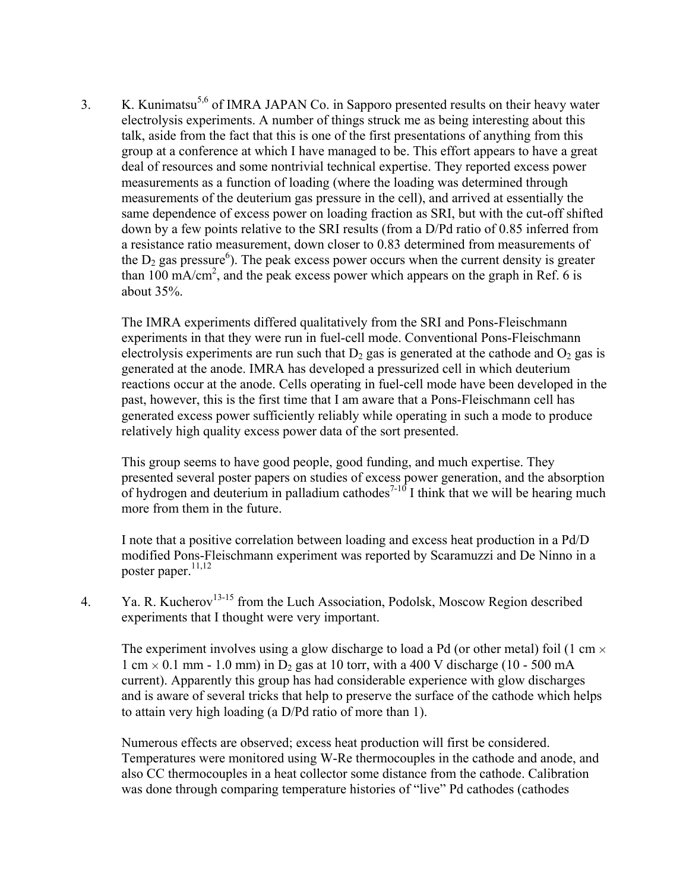3. K. Kunimatsu[5,6] of IMRA JAPAN Co. in Sapporo presented results on their heavy water electrolysis experiments. A number of things struck me as being interesting about this talk, aside from the fact that this is one of the first presentations of anything from this group at a conference at which I have managed to be. This effort appears to have a great deal of resources and some nontrivial technical expertise. They reported excess power measurements as a function of loading (where the loading was determined through measurements of the deuterium gas pressure in the cell), and arrived at essentially the same dependence of excess power on loading fraction as SRI, but with the cut-off shifted down by a few points relative to the SRI results (from a D/Pd ratio of 0.85 inferred from a resistance ratio measurement, down closer to 0.83 determined from measurements of the $D_2$ gas pressure[6]). The peak excess power occurs when the current density is greater than 100 $mA/cm^2$, and the peak excess power which appears on the graph in Ref. 6 is about 35%.

   The IMRA experiments differed qualitatively from the SRI and Pons-Fleischmann experiments in that they were run in fuel-cell mode. Conventional Pons-Fleischmann electrolysis experiments are run such that $D_2$ gas is generated at the cathode and $O_2$ gas is generated at the anode. IMRA has developed a pressurized cell in which deuterium reactions occur at the anode. Cells operating in fuel-cell mode have been developed in the past, however, this is the first time that I am aware that a Pons-Fleischmann cell has generated excess power sufficiently reliably while operating in such a mode to produce relatively high quality excess power data of the sort presented.

   This group seems to have good people, good funding, and much expertise. They presented several poster papers on studies of excess power generation, and the absorption of hydrogen and deuterium in palladium cathodes[7-10] I think that we will be hearing much more from them in the future.

   I note that a positive correlation between loading and excess heat production in a Pd/D modified Pons-Fleischmann experiment was reported by Scaramuzzi and De Ninno in a poster paper.[11,12]

4. Ya. R. Kucherov[13-15] from the Luch Association, Podolsk, Moscow Region described experiments that I thought were very important.

   The experiment involves using a glow discharge to load a Pd (or other metal) foil (1 cm × 1 cm × 0.1 mm - 1.0 mm) in $D_2$ gas at 10 torr, with a 400 V discharge (10 - 500 mA current). Apparently this group has had considerable experience with glow discharges and is aware of several tricks that help to preserve the surface of the cathode which helps to attain very high loading (a D/Pd ratio of more than 1).

   Numerous effects are observed; excess heat production will first be considered. Temperatures were monitored using W-Re thermocouples in the cathode and anode, and also CC thermocouples in a heat collector some distance from the cathode. Calibration was done through comparing temperature histories of "live" Pd cathodes (cathodes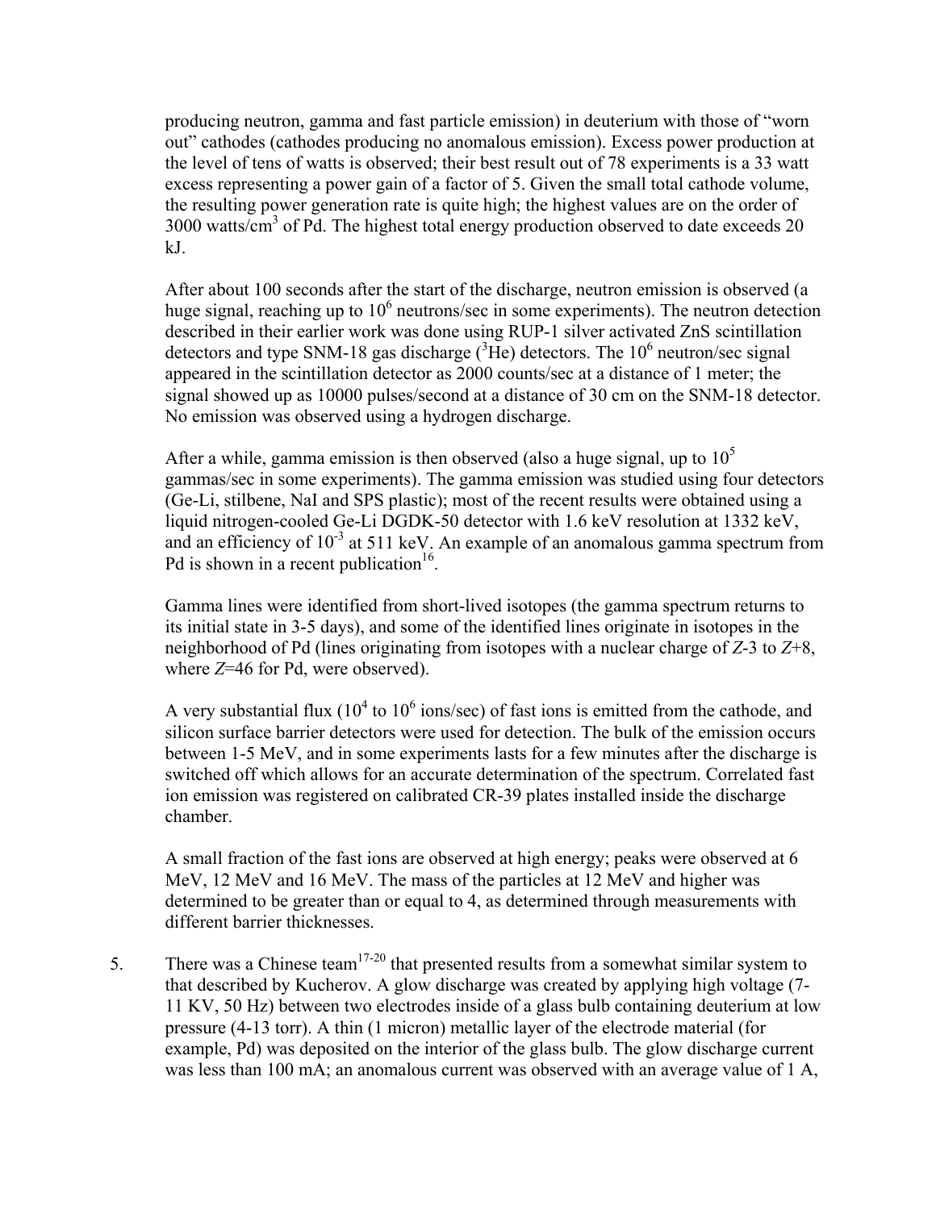producing neutron, gamma and fast particle emission) in deuterium with those of "worn out" cathodes (cathodes producing no anomalous emission). Excess power production at the level of tens of watts is observed; their best result out of 78 experiments is a 33 watt excess representing a power gain of a factor of 5. Given the small total cathode volume, the resulting power generation rate is quite high; the highest values are on the order of 3000 watts/cm$^3$ of Pd. The highest total energy production observed to date exceeds 20 kJ.

After about 100 seconds after the start of the discharge, neutron emission is observed (a huge signal, reaching up to $10^6$ neutrons/sec in some experiments). The neutron detection described in their earlier work was done using RUP-1 silver activated ZnS scintillation detectors and type SNM-18 gas discharge ($^3$He) detectors. The $10^6$ neutron/sec signal appeared in the scintillation detector as 2000 counts/sec at a distance of 1 meter; the signal showed up as 10000 pulses/second at a distance of 30 cm on the SNM-18 detector. No emission was observed using a hydrogen discharge.

After a while, gamma emission is then observed (also a huge signal, up to $10^5$ gammas/sec in some experiments). The gamma emission was studied using four detectors (Ge-Li, stilbene, NaI and SPS plastic); most of the recent results were obtained using a liquid nitrogen-cooled Ge-Li DGDK-50 detector with 1.6 keV resolution at 1332 keV, and an efficiency of $10^{-3}$ at 511 keV. An example of an anomalous gamma spectrum from Pd is shown in a recent publication[16].

Gamma lines were identified from short-lived isotopes (the gamma spectrum returns to its initial state in 3-5 days), and some of the identified lines originate in isotopes in the neighborhood of Pd (lines originating from isotopes with a nuclear charge of $Z$-3 to $Z$+8, where $Z$=46 for Pd, were observed).

A very substantial flux ($10^4$ to $10^6$ ions/sec) of fast ions is emitted from the cathode, and silicon surface barrier detectors were used for detection. The bulk of the emission occurs between 1-5 MeV, and in some experiments lasts for a few minutes after the discharge is switched off which allows for an accurate determination of the spectrum. Correlated fast ion emission was registered on calibrated CR-39 plates installed inside the discharge chamber.

A small fraction of the fast ions are observed at high energy; peaks were observed at 6 MeV, 12 MeV and 16 MeV. The mass of the particles at 12 MeV and higher was determined to be greater than or equal to 4, as determined through measurements with different barrier thicknesses.

5. There was a Chinese team[17-20] that presented results from a somewhat similar system to that described by Kucherov. A glow discharge was created by applying high voltage (7-11 KV, 50 Hz) between two electrodes inside of a glass bulb containing deuterium at low pressure (4-13 torr). A thin (1 micron) metallic layer of the electrode material (for example, Pd) was deposited on the interior of the glass bulb. The glow discharge current was less than 100 mA; an anomalous current was observed with an average value of 1 A,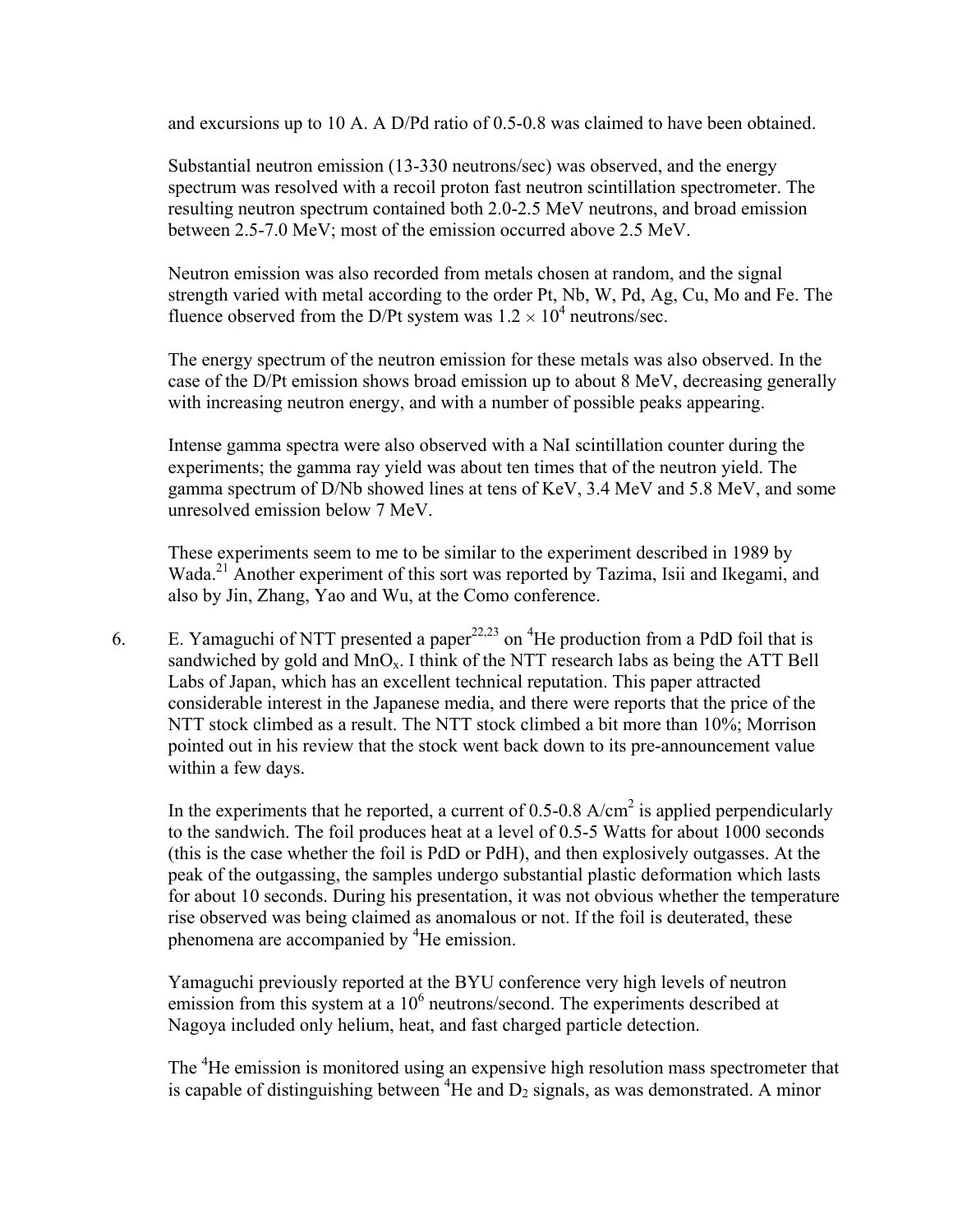and excursions up to 10 A. A D/Pd ratio of 0.5-0.8 was claimed to have been obtained.

Substantial neutron emission (13-330 neutrons/sec) was observed, and the energy spectrum was resolved with a recoil proton fast neutron scintillation spectrometer. The resulting neutron spectrum contained both 2.0-2.5 MeV neutrons, and broad emission between 2.5-7.0 MeV; most of the emission occurred above 2.5 MeV.

Neutron emission was also recorded from metals chosen at random, and the signal strength varied with metal according to the order Pt, Nb, W, Pd, Ag, Cu, Mo and Fe. The fluence observed from the D/Pt system was $1.2 \times 10^4$ neutrons/sec.

The energy spectrum of the neutron emission for these metals was also observed. In the case of the D/Pt emission shows broad emission up to about 8 MeV, decreasing generally with increasing neutron energy, and with a number of possible peaks appearing.

Intense gamma spectra were also observed with a NaI scintillation counter during the experiments; the gamma ray yield was about ten times that of the neutron yield. The gamma spectrum of D/Nb showed lines at tens of KeV, 3.4 MeV and 5.8 MeV, and some unresolved emission below 7 MeV.

These experiments seem to me to be similar to the experiment described in 1989 by Wada.[21] Another experiment of this sort was reported by Tazima, Isii and Ikegami, and also by Jin, Zhang, Yao and Wu, at the Como conference.

6. E. Yamaguchi of NTT presented a paper[22,23] on $^4$He production from a PdD foil that is sandwiched by gold and $MnO_x$. I think of the NTT research labs as being the ATT Bell Labs of Japan, which has an excellent technical reputation. This paper attracted considerable interest in the Japanese media, and there were reports that the price of the NTT stock climbed as a result. The NTT stock climbed a bit more than 10%; Morrison pointed out in his review that the stock went back down to its pre-announcement value within a few days.

   In the experiments that he reported, a current of 0.5-0.8 A/cm$^2$ is applied perpendicularly to the sandwich. The foil produces heat at a level of 0.5-5 Watts for about 1000 seconds (this is the case whether the foil is PdD or PdH), and then explosively outgasses. At the peak of the outgassing, the samples undergo substantial plastic deformation which lasts for about 10 seconds. During his presentation, it was not obvious whether the temperature rise observed was being claimed as anomalous or not. If the foil is deuterated, these phenomena are accompanied by $^4$He emission.

   Yamaguchi previously reported at the BYU conference very high levels of neutron emission from this system at a $10^6$ neutrons/second. The experiments described at Nagoya included only helium, heat, and fast charged particle detection.

   The $^4$He emission is monitored using an expensive high resolution mass spectrometer that is capable of distinguishing between $^4$He and $D_2$ signals, as was demonstrated. A minor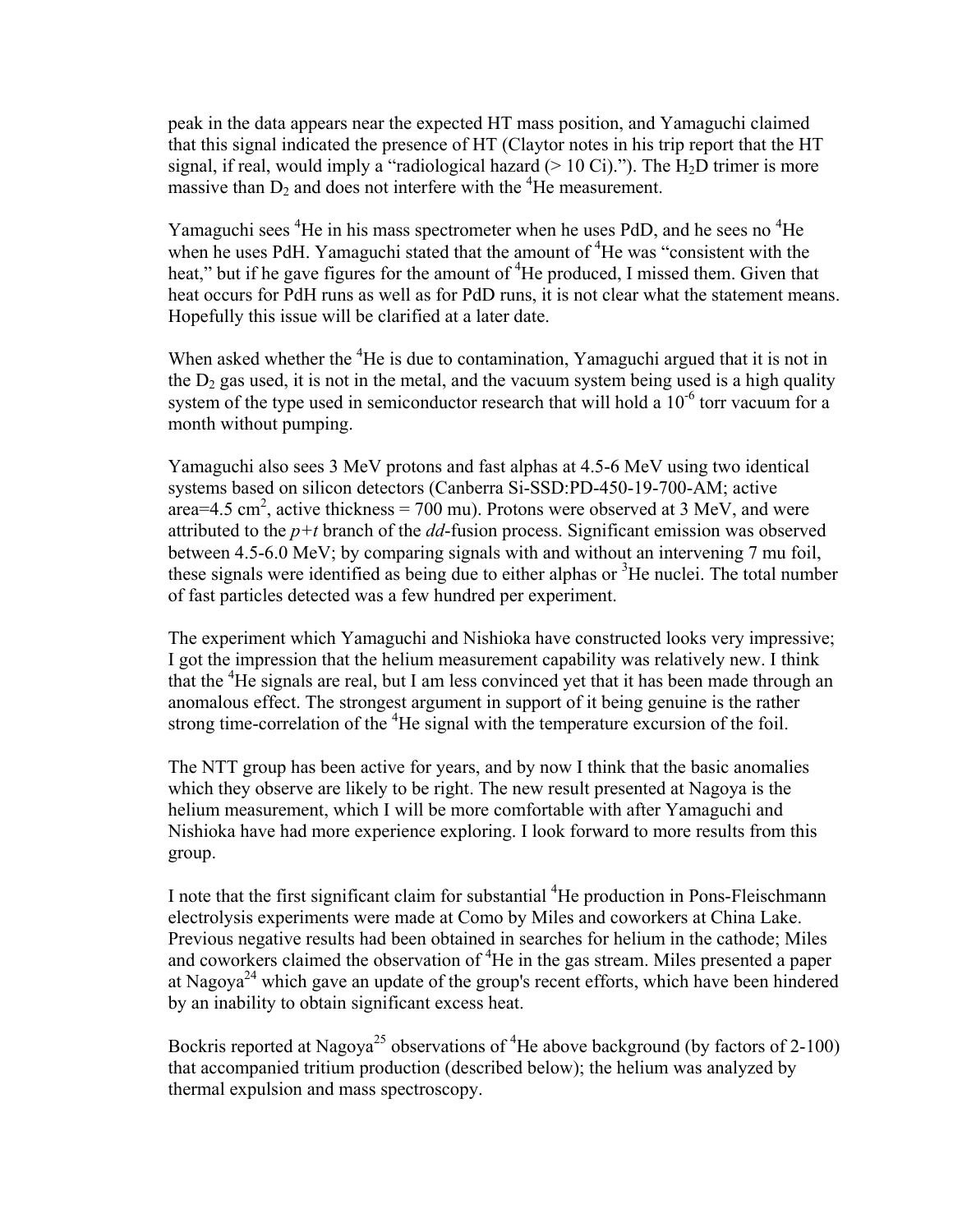peak in the data appears near the expected HT mass position, and Yamaguchi claimed that this signal indicated the presence of HT (Claytor notes in his trip report that the HT signal, if real, would imply a "radiological hazard (> 10 Ci)."). The $H_2D$ trimer is more massive than $D_2$ and does not interfere with the $^4He$ measurement.

Yamaguchi sees $^4He$ in his mass spectrometer when he uses PdD, and he sees no $^4He$ when he uses PdH. Yamaguchi stated that the amount of $^4He$ was "consistent with the heat," but if he gave figures for the amount of $^4He$ produced, I missed them. Given that heat occurs for PdH runs as well as for PdD runs, it is not clear what the statement means. Hopefully this issue will be clarified at a later date.

When asked whether the $^4He$ is due to contamination, Yamaguchi argued that it is not in the $D_2$ gas used, it is not in the metal, and the vacuum system being used is a high quality system of the type used in semiconductor research that will hold a $10^{-6}$ torr vacuum for a month without pumping.

Yamaguchi also sees 3 MeV protons and fast alphas at 4.5-6 MeV using two identical systems based on silicon detectors (Canberra Si-SSD:PD-450-19-700-AM; active area=4.5 $cm^2$, active thickness = 700 mu). Protons were observed at 3 MeV, and were attributed to the *p+t* branch of the *dd*-fusion process. Significant emission was observed between 4.5-6.0 MeV; by comparing signals with and without an intervening 7 mu foil, these signals were identified as being due to either alphas or $^3He$ nuclei. The total number of fast particles detected was a few hundred per experiment.

The experiment which Yamaguchi and Nishioka have constructed looks very impressive; I got the impression that the helium measurement capability was relatively new. I think that the $^4He$ signals are real, but I am less convinced yet that it has been made through an anomalous effect. The strongest argument in support of it being genuine is the rather strong time-correlation of the $^4He$ signal with the temperature excursion of the foil.

The NTT group has been active for years, and by now I think that the basic anomalies which they observe are likely to be right. The new result presented at Nagoya is the helium measurement, which I will be more comfortable with after Yamaguchi and Nishioka have had more experience exploring. I look forward to more results from this group.

I note that the first significant claim for substantial $^4He$ production in Pons-Fleischmann electrolysis experiments were made at Como by Miles and coworkers at China Lake. Previous negative results had been obtained in searches for helium in the cathode; Miles and coworkers claimed the observation of $^4He$ in the gas stream. Miles presented a paper at Nagoya[24] which gave an update of the group's recent efforts, which have been hindered by an inability to obtain significant excess heat.

Bockris reported at Nagoya[25] observations of $^4He$ above background (by factors of 2-100) that accompanied tritium production (described below); the helium was analyzed by thermal expulsion and mass spectroscopy.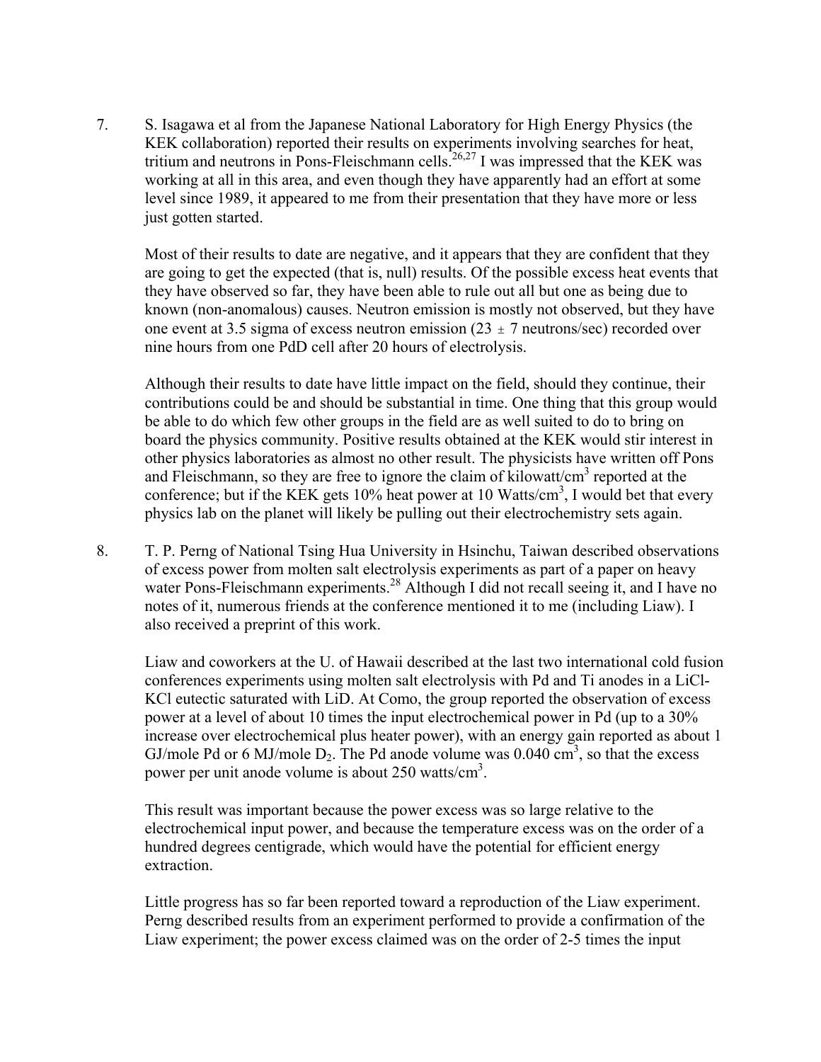7. S. Isagawa et al from the Japanese National Laboratory for High Energy Physics (the KEK collaboration) reported their results on experiments involving searches for heat, tritium and neutrons in Pons-Fleischmann cells.[26,27] I was impressed that the KEK was working at all in this area, and even though they have apparently had an effort at some level since 1989, it appeared to me from their presentation that they have more or less just gotten started.

   Most of their results to date are negative, and it appears that they are confident that they are going to get the expected (that is, null) results. Of the possible excess heat events that they have observed so far, they have been able to rule out all but one as being due to known (non-anomalous) causes. Neutron emission is mostly not observed, but they have one event at 3.5 sigma of excess neutron emission ($23 \pm 7$ neutrons/sec) recorded over nine hours from one PdD cell after 20 hours of electrolysis.

   Although their results to date have little impact on the field, should they continue, their contributions could be and should be substantial in time. One thing that this group would be able to do which few other groups in the field are as well suited to do to bring on board the physics community. Positive results obtained at the KEK would stir interest in other physics laboratories as almost no other result. The physicists have written off Pons and Fleischmann, so they are free to ignore the claim of kilowatt/$cm^3$ reported at the conference; but if the KEK gets 10% heat power at 10 Watts/$cm^3$, I would bet that every physics lab on the planet will likely be pulling out their electrochemistry sets again.

8. T. P. Perng of National Tsing Hua University in Hsinchu, Taiwan described observations of excess power from molten salt electrolysis experiments as part of a paper on heavy water Pons-Fleischmann experiments.[28] Although I did not recall seeing it, and I have no notes of it, numerous friends at the conference mentioned it to me (including Liaw). I also received a preprint of this work.

   Liaw and coworkers at the U. of Hawaii described at the last two international cold fusion conferences experiments using molten salt electrolysis with Pd and Ti anodes in a LiCl-KCl eutectic saturated with LiD. At Como, the group reported the observation of excess power at a level of about 10 times the input electrochemical power in Pd (up to a 30% increase over electrochemical plus heater power), with an energy gain reported as about 1 GJ/mole Pd or 6 MJ/mole $D_2$. The Pd anode volume was 0.040 $cm^3$, so that the excess power per unit anode volume is about 250 watts/$cm^3$.

   This result was important because the power excess was so large relative to the electrochemical input power, and because the temperature excess was on the order of a hundred degrees centigrade, which would have the potential for efficient energy extraction.

   Little progress has so far been reported toward a reproduction of the Liaw experiment. Perng described results from an experiment performed to provide a confirmation of the Liaw experiment; the power excess claimed was on the order of 2-5 times the input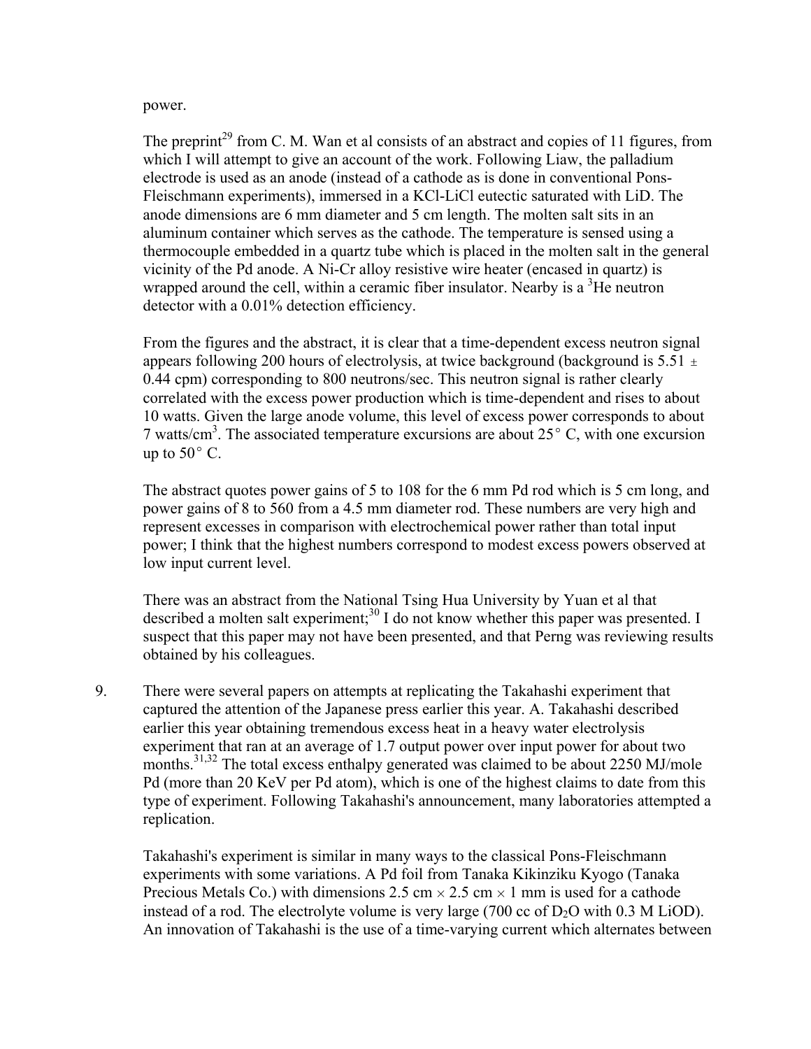power.

The preprint[29] from C. M. Wan et al consists of an abstract and copies of 11 figures, from which I will attempt to give an account of the work. Following Liaw, the palladium electrode is used as an anode (instead of a cathode as is done in conventional Pons-Fleischmann experiments), immersed in a KCl-LiCl eutectic saturated with LiD. The anode dimensions are 6 mm diameter and 5 cm length. The molten salt sits in an aluminum container which serves as the cathode. The temperature is sensed using a thermocouple embedded in a quartz tube which is placed in the molten salt in the general vicinity of the Pd anode. A Ni-Cr alloy resistive wire heater (encased in quartz) is wrapped around the cell, within a ceramic fiber insulator. Nearby is a $^3$He neutron detector with a 0.01% detection efficiency.

From the figures and the abstract, it is clear that a time-dependent excess neutron signal appears following 200 hours of electrolysis, at twice background (background is 5.51 $\pm$ 0.44 cpm) corresponding to 800 neutrons/sec. This neutron signal is rather clearly correlated with the excess power production which is time-dependent and rises to about 10 watts. Given the large anode volume, this level of excess power corresponds to about 7 watts/cm$^3$. The associated temperature excursions are about 25° C, with one excursion up to 50° C.

The abstract quotes power gains of 5 to 108 for the 6 mm Pd rod which is 5 cm long, and power gains of 8 to 560 from a 4.5 mm diameter rod. These numbers are very high and represent excesses in comparison with electrochemical power rather than total input power; I think that the highest numbers correspond to modest excess powers observed at low input current level.

There was an abstract from the National Tsing Hua University by Yuan et al that described a molten salt experiment;[30] I do not know whether this paper was presented. I suspect that this paper may not have been presented, and that Perng was reviewing results obtained by his colleagues.

9. There were several papers on attempts at replicating the Takahashi experiment that captured the attention of the Japanese press earlier this year. A. Takahashi described earlier this year obtaining tremendous excess heat in a heavy water electrolysis experiment that ran at an average of 1.7 output power over input power for about two months.[31,32] The total excess enthalpy generated was claimed to be about 2250 MJ/mole Pd (more than 20 KeV per Pd atom), which is one of the highest claims to date from this type of experiment. Following Takahashi's announcement, many laboratories attempted a replication.

   Takahashi's experiment is similar in many ways to the classical Pons-Fleischmann experiments with some variations. A Pd foil from Tanaka Kikinziku Kyogo (Tanaka Precious Metals Co.) with dimensions 2.5 cm $\times$ 2.5 cm $\times$ 1 mm is used for a cathode instead of a rod. The electrolyte volume is very large (700 cc of $D_2O$ with 0.3 M LiOD). An innovation of Takahashi is the use of a time-varying current which alternates between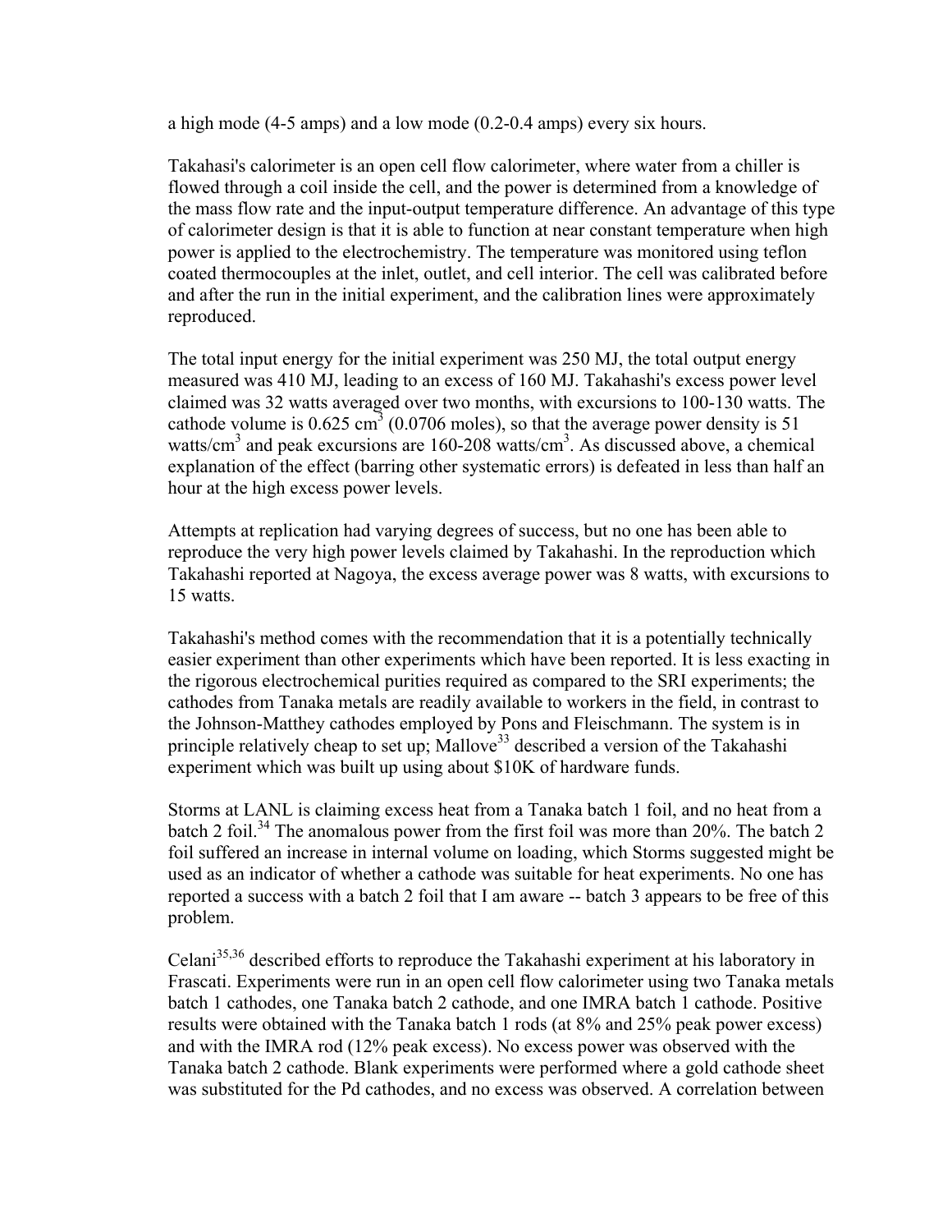a high mode (4-5 amps) and a low mode (0.2-0.4 amps) every six hours.

Takahasi's calorimeter is an open cell flow calorimeter, where water from a chiller is flowed through a coil inside the cell, and the power is determined from a knowledge of the mass flow rate and the input-output temperature difference. An advantage of this type of calorimeter design is that it is able to function at near constant temperature when high power is applied to the electrochemistry. The temperature was monitored using teflon coated thermocouples at the inlet, outlet, and cell interior. The cell was calibrated before and after the run in the initial experiment, and the calibration lines were approximately reproduced.

The total input energy for the initial experiment was 250 MJ, the total output energy measured was 410 MJ, leading to an excess of 160 MJ. Takahashi's excess power level claimed was 32 watts averaged over two months, with excursions to 100-130 watts. The cathode volume is 0.625 $cm^3$ (0.0706 moles), so that the average power density is 51 watts/$cm^3$ and peak excursions are 160-208 watts/$cm^3$. As discussed above, a chemical explanation of the effect (barring other systematic errors) is defeated in less than half an hour at the high excess power levels.

Attempts at replication had varying degrees of success, but no one has been able to reproduce the very high power levels claimed by Takahashi. In the reproduction which Takahashi reported at Nagoya, the excess average power was 8 watts, with excursions to 15 watts.

Takahashi's method comes with the recommendation that it is a potentially technically easier experiment than other experiments which have been reported. It is less exacting in the rigorous electrochemical purities required as compared to the SRI experiments; the cathodes from Tanaka metals are readily available to workers in the field, in contrast to the Johnson-Matthey cathodes employed by Pons and Fleischmann. The system is in principle relatively cheap to set up; Mallove[33] described a version of the Takahashi experiment which was built up using about $10K of hardware funds.

Storms at LANL is claiming excess heat from a Tanaka batch 1 foil, and no heat from a batch 2 foil.[34] The anomalous power from the first foil was more than 20%. The batch 2 foil suffered an increase in internal volume on loading, which Storms suggested might be used as an indicator of whether a cathode was suitable for heat experiments. No one has reported a success with a batch 2 foil that I am aware -- batch 3 appears to be free of this problem.

Celani[35,36] described efforts to reproduce the Takahashi experiment at his laboratory in Frascati. Experiments were run in an open cell flow calorimeter using two Tanaka metals batch 1 cathodes, one Tanaka batch 2 cathode, and one IMRA batch 1 cathode. Positive results were obtained with the Tanaka batch 1 rods (at 8% and 25% peak power excess) and with the IMRA rod (12% peak excess). No excess power was observed with the Tanaka batch 2 cathode. Blank experiments were performed where a gold cathode sheet was substituted for the Pd cathodes, and no excess was observed. A correlation between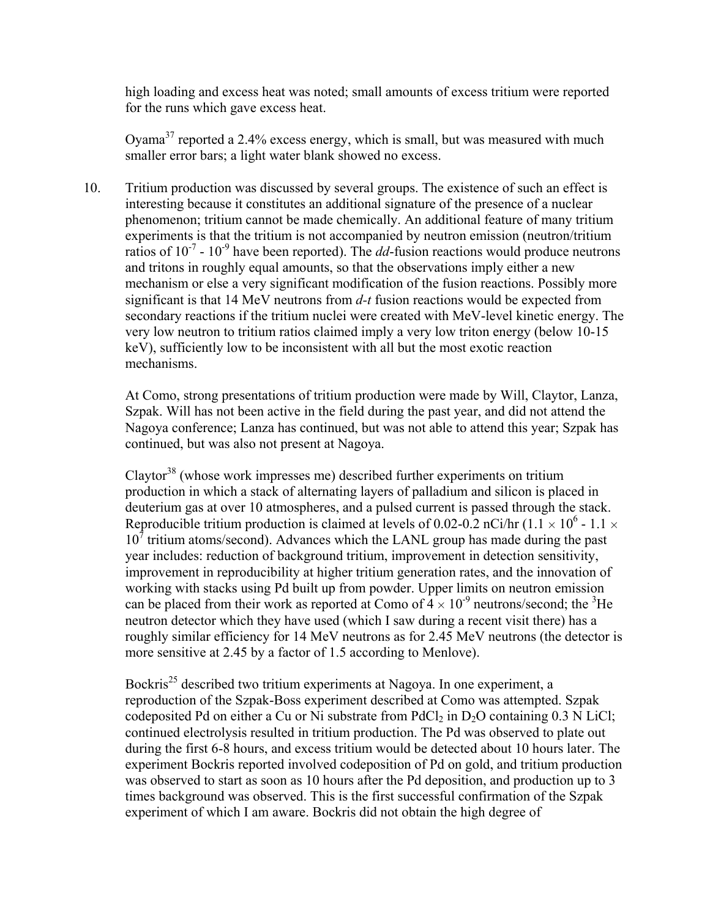high loading and excess heat was noted; small amounts of excess tritium were reported for the runs which gave excess heat.

Oyama[37] reported a 2.4% excess energy, which is small, but was measured with much smaller error bars; a light water blank showed no excess.

10. Tritium production was discussed by several groups. The existence of such an effect is interesting because it constitutes an additional signature of the presence of a nuclear phenomenon; tritium cannot be made chemically. An additional feature of many tritium experiments is that the tritium is not accompanied by neutron emission (neutron/tritium ratios of $10^{-7}$ - $10^{-9}$ have been reported). The *dd*-fusion reactions would produce neutrons and tritons in roughly equal amounts, so that the observations imply either a new mechanism or else a very significant modification of the fusion reactions. Possibly more significant is that 14 MeV neutrons from *d-t* fusion reactions would be expected from secondary reactions if the tritium nuclei were created with MeV-level kinetic energy. The very low neutron to tritium ratios claimed imply a very low triton energy (below 10-15 keV), sufficiently low to be inconsistent with all but the most exotic reaction mechanisms.

    At Como, strong presentations of tritium production were made by Will, Claytor, Lanza, Szpak. Will has not been active in the field during the past year, and did not attend the Nagoya conference; Lanza has continued, but was not able to attend this year; Szpak has continued, but was also not present at Nagoya.

    Claytor[38] (whose work impresses me) described further experiments on tritium production in which a stack of alternating layers of palladium and silicon is placed in deuterium gas at over 10 atmospheres, and a pulsed current is passed through the stack. Reproducible tritium production is claimed at levels of 0.02-0.2 nCi/hr ($1.1 \times 10^6$ - $1.1 \times 10^7$ tritium atoms/second). Advances which the LANL group has made during the past year includes: reduction of background tritium, improvement in detection sensitivity, improvement in reproducibility at higher tritium generation rates, and the innovation of working with stacks using Pd built up from powder. Upper limits on neutron emission can be placed from their work as reported at Como of $4 \times 10^{-9}$ neutrons/second; the $^3He$ neutron detector which they have used (which I saw during a recent visit there) has a roughly similar efficiency for 14 MeV neutrons as for 2.45 MeV neutrons (the detector is more sensitive at 2.45 by a factor of 1.5 according to Menlove).

    Bockris[25] described two tritium experiments at Nagoya. In one experiment, a reproduction of the Szpak-Boss experiment described at Como was attempted. Szpak codeposited Pd on either a Cu or Ni substrate from $PdCl_2$ in $D_2O$ containing 0.3 N LiCl; continued electrolysis resulted in tritium production. The Pd was observed to plate out during the first 6-8 hours, and excess tritium would be detected about 10 hours later. The experiment Bockris reported involved codeposition of Pd on gold, and tritium production was observed to start as soon as 10 hours after the Pd deposition, and production up to 3 times background was observed. This is the first successful confirmation of the Szpak experiment of which I am aware. Bockris did not obtain the high degree of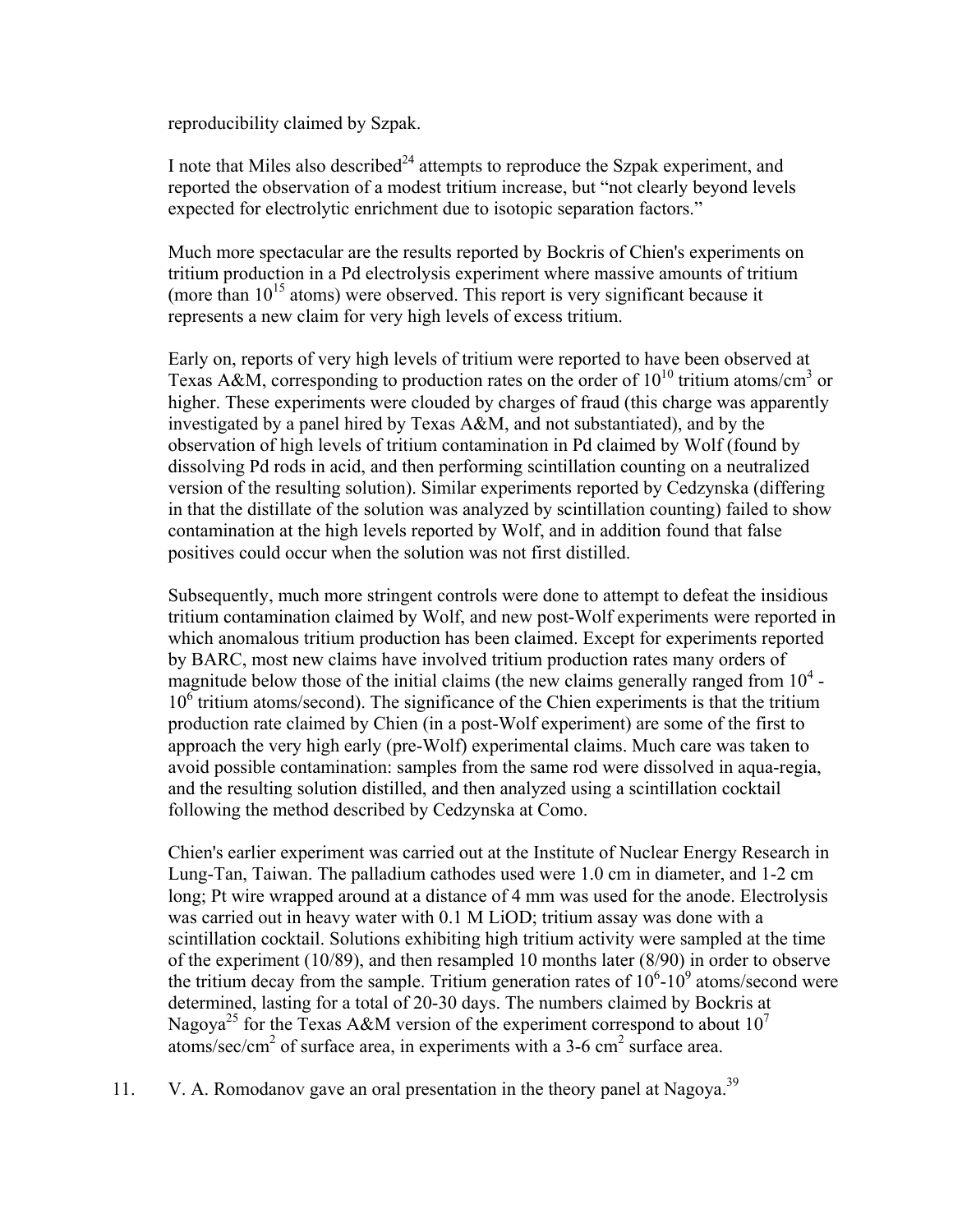reproducibility claimed by Szpak.

I note that Miles also described[24] attempts to reproduce the Szpak experiment, and reported the observation of a modest tritium increase, but “not clearly beyond levels expected for electrolytic enrichment due to isotopic separation factors.”

Much more spectacular are the results reported by Bockris of Chien's experiments on tritium production in a Pd electrolysis experiment where massive amounts of tritium (more than $10^{15}$ atoms) were observed. This report is very significant because it represents a new claim for very high levels of excess tritium.

Early on, reports of very high levels of tritium were reported to have been observed at Texas A&M, corresponding to production rates on the order of $10^{10}$ tritium atoms/cm$^3$ or higher. These experiments were clouded by charges of fraud (this charge was apparently investigated by a panel hired by Texas A&M, and not substantiated), and by the observation of high levels of tritium contamination in Pd claimed by Wolf (found by dissolving Pd rods in acid, and then performing scintillation counting on a neutralized version of the resulting solution). Similar experiments reported by Cedzynska (differing in that the distillate of the solution was analyzed by scintillation counting) failed to show contamination at the high levels reported by Wolf, and in addition found that false positives could occur when the solution was not first distilled.

Subsequently, much more stringent controls were done to attempt to defeat the insidious tritium contamination claimed by Wolf, and new post-Wolf experiments were reported in which anomalous tritium production has been claimed. Except for experiments reported by BARC, most new claims have involved tritium production rates many orders of magnitude below those of the initial claims (the new claims generally ranged from $10^4$ - $10^6$ tritium atoms/second). The significance of the Chien experiments is that the tritium production rate claimed by Chien (in a post-Wolf experiment) are some of the first to approach the very high early (pre-Wolf) experimental claims. Much care was taken to avoid possible contamination: samples from the same rod were dissolved in aqua-regia, and the resulting solution distilled, and then analyzed using a scintillation cocktail following the method described by Cedzynska at Como.

Chien's earlier experiment was carried out at the Institute of Nuclear Energy Research in Lung-Tan, Taiwan. The palladium cathodes used were 1.0 cm in diameter, and 1-2 cm long; Pt wire wrapped around at a distance of 4 mm was used for the anode. Electrolysis was carried out in heavy water with 0.1 M LiOD; tritium assay was done with a scintillation cocktail. Solutions exhibiting high tritium activity were sampled at the time of the experiment (10/89), and then resampled 10 months later (8/90) in order to observe the tritium decay from the sample. Tritium generation rates of $10^6$-$10^9$ atoms/second were determined, lasting for a total of 20-30 days. The numbers claimed by Bockris at Nagoya[25] for the Texas A&M version of the experiment correspond to about $10^7$ atoms/sec/cm$^2$ of surface area, in experiments with a 3-6 cm$^2$ surface area.

11. V. A. Romodanov gave an oral presentation in the theory panel at Nagoya.[39]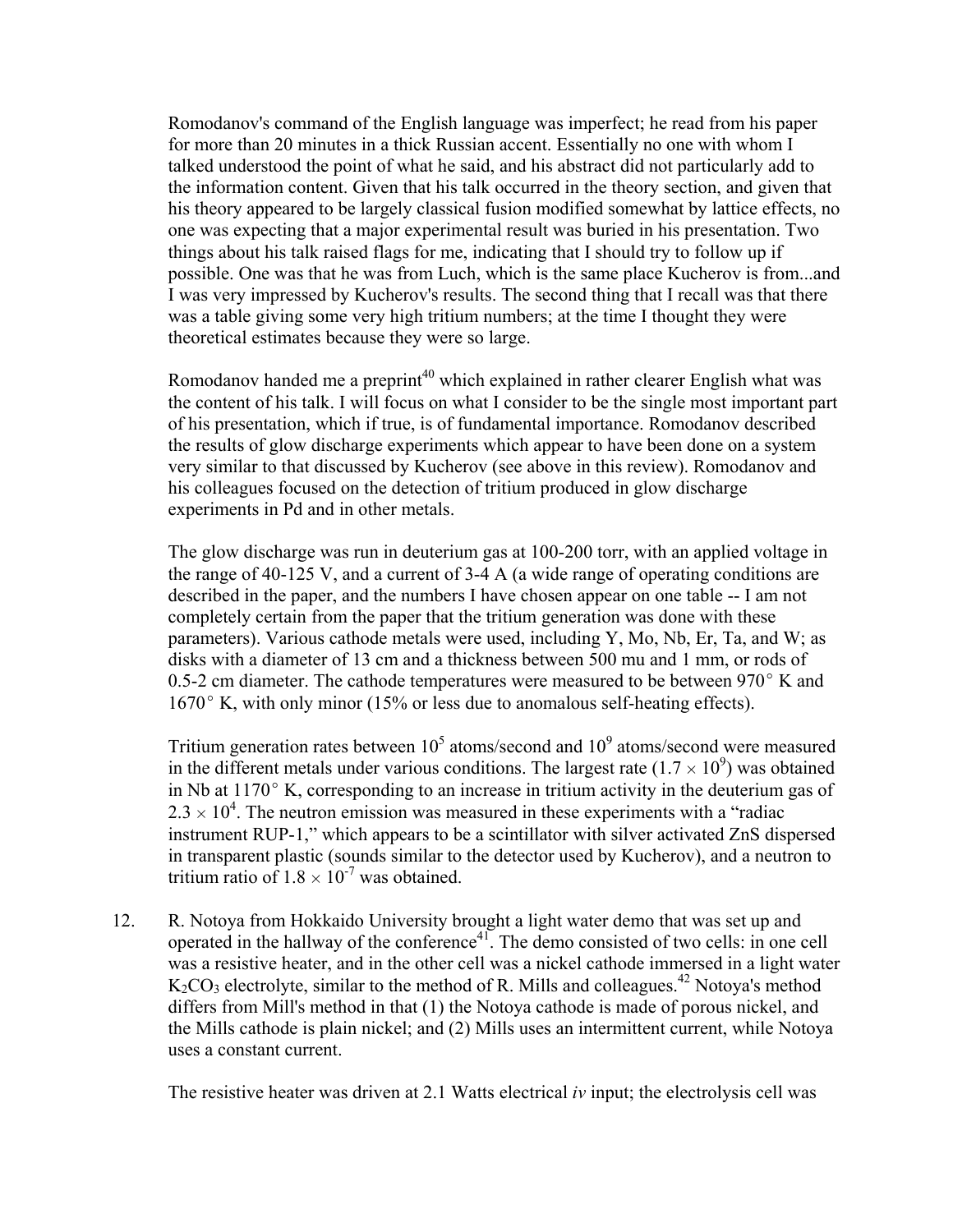Romodanov's command of the English language was imperfect; he read from his paper for more than 20 minutes in a thick Russian accent. Essentially no one with whom I talked understood the point of what he said, and his abstract did not particularly add to the information content. Given that his talk occurred in the theory section, and given that his theory appeared to be largely classical fusion modified somewhat by lattice effects, no one was expecting that a major experimental result was buried in his presentation. Two things about his talk raised flags for me, indicating that I should try to follow up if possible. One was that he was from Luch, which is the same place Kucherov is from...and I was very impressed by Kucherov's results. The second thing that I recall was that there was a table giving some very high tritium numbers; at the time I thought they were theoretical estimates because they were so large.

Romodanov handed me a preprint[40] which explained in rather clearer English what was the content of his talk. I will focus on what I consider to be the single most important part of his presentation, which if true, is of fundamental importance. Romodanov described the results of glow discharge experiments which appear to have been done on a system very similar to that discussed by Kucherov (see above in this review). Romodanov and his colleagues focused on the detection of tritium produced in glow discharge experiments in Pd and in other metals.

The glow discharge was run in deuterium gas at 100-200 torr, with an applied voltage in the range of 40-125 V, and a current of 3-4 A (a wide range of operating conditions are described in the paper, and the numbers I have chosen appear on one table -- I am not completely certain from the paper that the tritium generation was done with these parameters). Various cathode metals were used, including Y, Mo, Nb, Er, Ta, and W; as disks with a diameter of 13 cm and a thickness between 500 mu and 1 mm, or rods of 0.5-2 cm diameter. The cathode temperatures were measured to be between 970° K and 1670° K, with only minor (15% or less due to anomalous self-heating effects).

Tritium generation rates between $10^5$ atoms/second and $10^9$ atoms/second were measured in the different metals under various conditions. The largest rate ($1.7 \times 10^9$) was obtained in Nb at 1170° K, corresponding to an increase in tritium activity in the deuterium gas of $2.3 \times 10^4$. The neutron emission was measured in these experiments with a "radiac instrument RUP-1," which appears to be a scintillator with silver activated ZnS dispersed in transparent plastic (sounds similar to the detector used by Kucherov), and a neutron to tritium ratio of $1.8 \times 10^{-7}$ was obtained.

12. R. Notoya from Hokkaido University brought a light water demo that was set up and operated in the hallway of the conference[41]. The demo consisted of two cells: in one cell was a resistive heater, and in the other cell was a nickel cathode immersed in a light water $K_2CO_3$ electrolyte, similar to the method of R. Mills and colleagues.[42] Notoya's method differs from Mill's method in that (1) the Notoya cathode is made of porous nickel, and the Mills cathode is plain nickel; and (2) Mills uses an intermittent current, while Notoya uses a constant current.

The resistive heater was driven at 2.1 Watts electrical *iv* input; the electrolysis cell was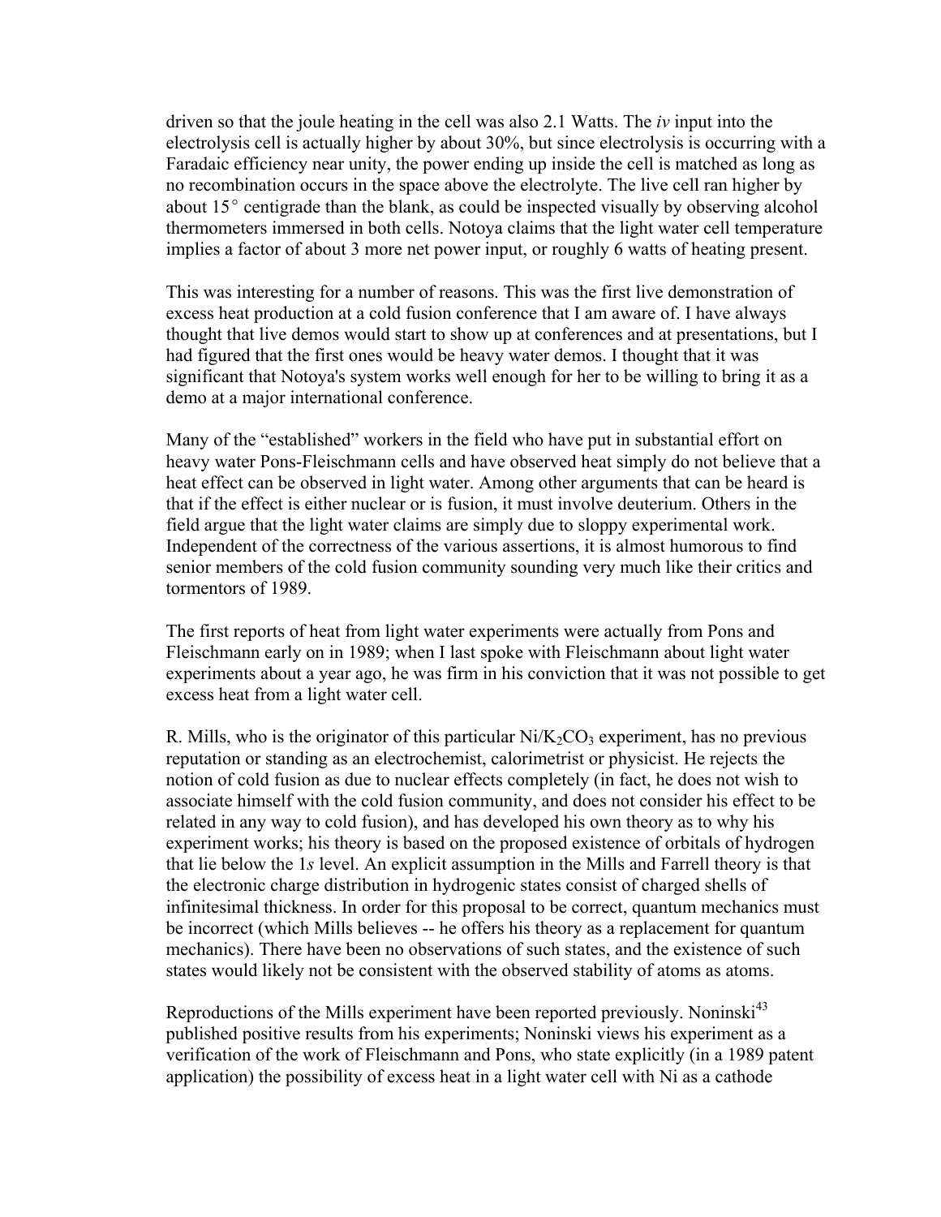driven so that the joule heating in the cell was also 2.1 Watts. The *iv* input into the electrolysis cell is actually higher by about 30%, but since electrolysis is occurring with a Faradaic efficiency near unity, the power ending up inside the cell is matched as long as no recombination occurs in the space above the electrolyte. The live cell ran higher by about 15$^\circ$ centigrade than the blank, as could be inspected visually by observing alcohol thermometers immersed in both cells. Notoya claims that the light water cell temperature implies a factor of about 3 more net power input, or roughly 6 watts of heating present.

This was interesting for a number of reasons. This was the first live demonstration of excess heat production at a cold fusion conference that I am aware of. I have always thought that live demos would start to show up at conferences and at presentations, but I had figured that the first ones would be heavy water demos. I thought that it was significant that Notoya's system works well enough for her to be willing to bring it as a demo at a major international conference.

Many of the "established" workers in the field who have put in substantial effort on heavy water Pons-Fleischmann cells and have observed heat simply do not believe that a heat effect can be observed in light water. Among other arguments that can be heard is that if the effect is either nuclear or is fusion, it must involve deuterium. Others in the field argue that the light water claims are simply due to sloppy experimental work. Independent of the correctness of the various assertions, it is almost humorous to find senior members of the cold fusion community sounding very much like their critics and tormentors of 1989.

The first reports of heat from light water experiments were actually from Pons and Fleischmann early on in 1989; when I last spoke with Fleischmann about light water experiments about a year ago, he was firm in his conviction that it was not possible to get excess heat from a light water cell.

R. Mills, who is the originator of this particular $Ni/K_2CO_3$ experiment, has no previous reputation or standing as an electrochemist, calorimetrist or physicist. He rejects the notion of cold fusion as due to nuclear effects completely (in fact, he does not wish to associate himself with the cold fusion community, and does not consider his effect to be related in any way to cold fusion), and has developed his own theory as to why his experiment works; his theory is based on the proposed existence of orbitals of hydrogen that lie below the 1*s* level. An explicit assumption in the Mills and Farrell theory is that the electronic charge distribution in hydrogenic states consist of charged shells of infinitesimal thickness. In order for this proposal to be correct, quantum mechanics must be incorrect (which Mills believes -- he offers his theory as a replacement for quantum mechanics). There have been no observations of such states, and the existence of such states would likely not be consistent with the observed stability of atoms as atoms.

Reproductions of the Mills experiment have been reported previously. Noninski[43] published positive results from his experiments; Noninski views his experiment as a verification of the work of Fleischmann and Pons, who state explicitly (in a 1989 patent application) the possibility of excess heat in a light water cell with Ni as a cathode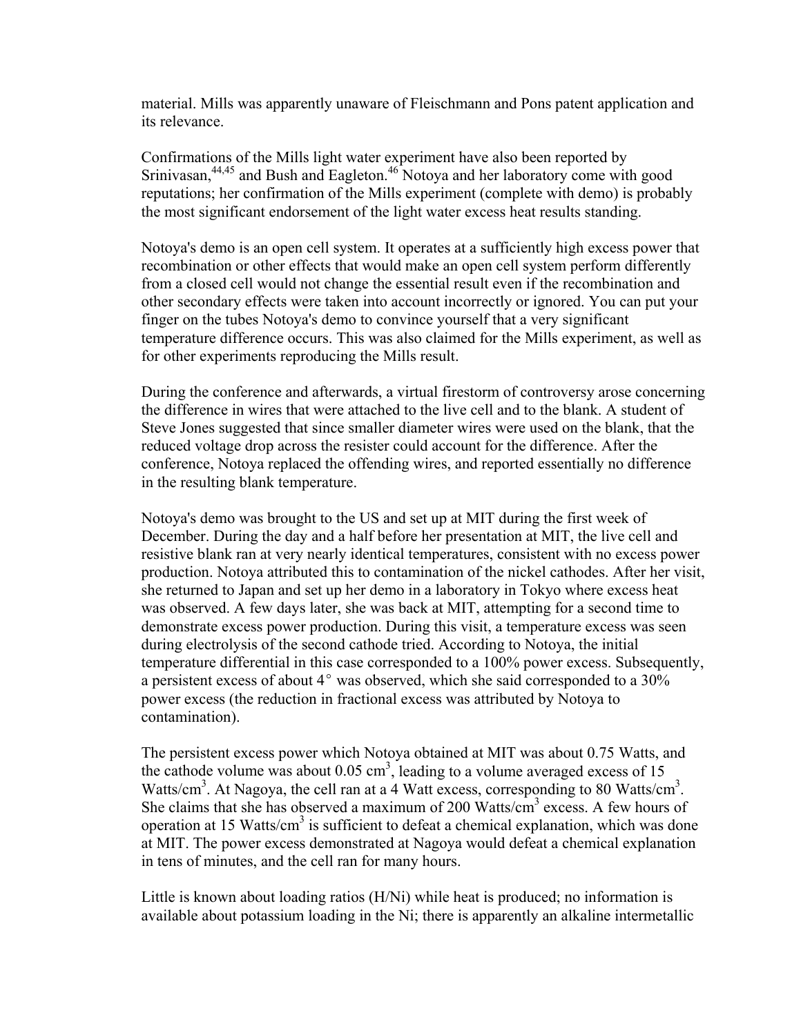material. Mills was apparently unaware of Fleischmann and Pons patent application and its relevance.

Confirmations of the Mills light water experiment have also been reported by Srinivasan,[44,45] and Bush and Eagleton.[46] Notoya and her laboratory come with good reputations; her confirmation of the Mills experiment (complete with demo) is probably the most significant endorsement of the light water excess heat results standing.

Notoya's demo is an open cell system. It operates at a sufficiently high excess power that recombination or other effects that would make an open cell system perform differently from a closed cell would not change the essential result even if the recombination and other secondary effects were taken into account incorrectly or ignored. You can put your finger on the tubes Notoya's demo to convince yourself that a very significant temperature difference occurs. This was also claimed for the Mills experiment, as well as for other experiments reproducing the Mills result.

During the conference and afterwards, a virtual firestorm of controversy arose concerning the difference in wires that were attached to the live cell and to the blank. A student of Steve Jones suggested that since smaller diameter wires were used on the blank, that the reduced voltage drop across the resister could account for the difference. After the conference, Notoya replaced the offending wires, and reported essentially no difference in the resulting blank temperature.

Notoya's demo was brought to the US and set up at MIT during the first week of December. During the day and a half before her presentation at MIT, the live cell and resistive blank ran at very nearly identical temperatures, consistent with no excess power production. Notoya attributed this to contamination of the nickel cathodes. After her visit, she returned to Japan and set up her demo in a laboratory in Tokyo where excess heat was observed. A few days later, she was back at MIT, attempting for a second time to demonstrate excess power production. During this visit, a temperature excess was seen during electrolysis of the second cathode tried. According to Notoya, the initial temperature differential in this case corresponded to a 100% power excess. Subsequently, a persistent excess of about 4° was observed, which she said corresponded to a 30% power excess (the reduction in fractional excess was attributed by Notoya to contamination).

The persistent excess power which Notoya obtained at MIT was about 0.75 Watts, and the cathode volume was about 0.05 $cm^3$, leading to a volume averaged excess of 15 Watts/$cm^3$. At Nagoya, the cell ran at a 4 Watt excess, corresponding to 80 Watts/$cm^3$. She claims that she has observed a maximum of 200 Watts/$cm^3$ excess. A few hours of operation at 15 Watts/$cm^3$ is sufficient to defeat a chemical explanation, which was done at MIT. The power excess demonstrated at Nagoya would defeat a chemical explanation in tens of minutes, and the cell ran for many hours.

Little is known about loading ratios (H/Ni) while heat is produced; no information is available about potassium loading in the Ni; there is apparently an alkaline intermetallic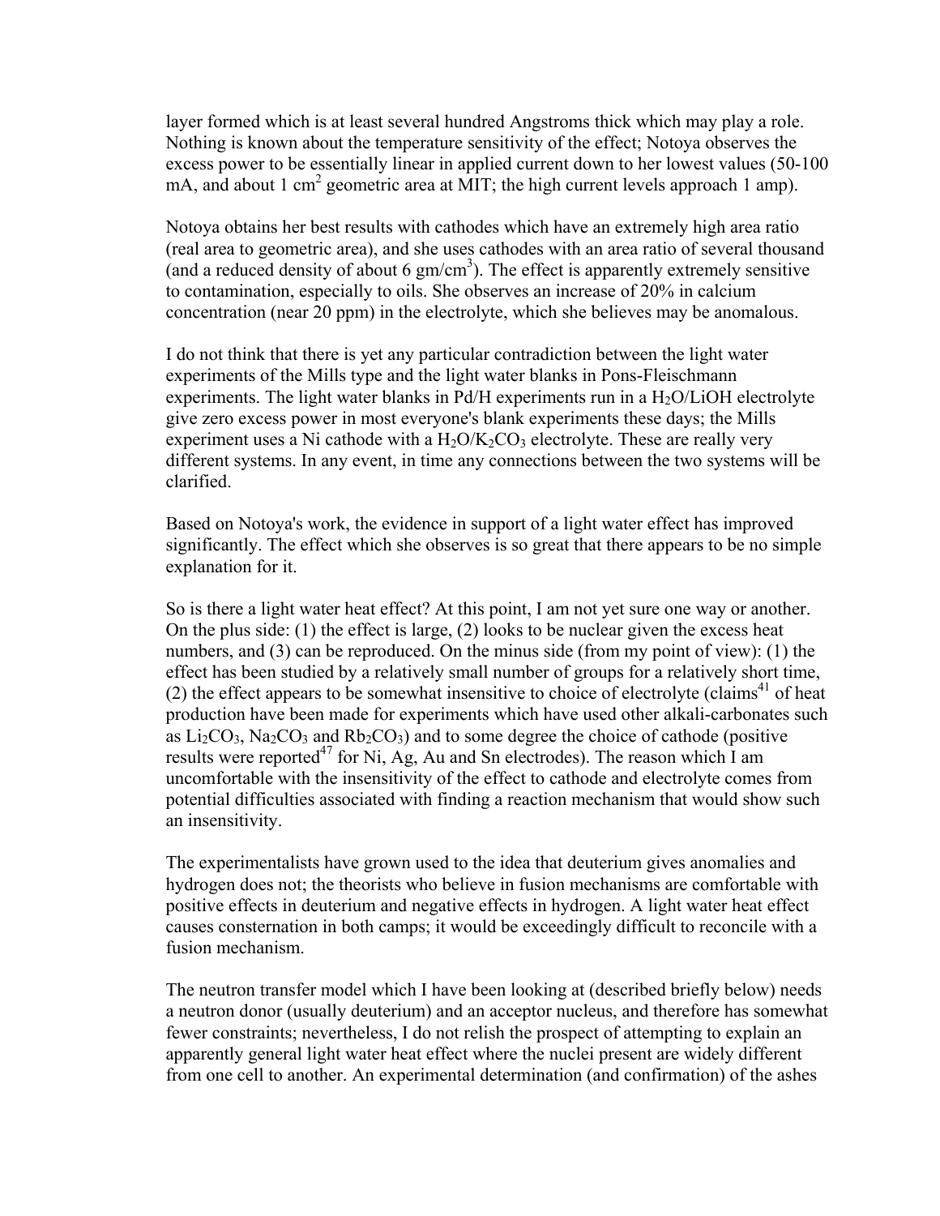layer formed which is at least several hundred Angstroms thick which may play a role. Nothing is known about the temperature sensitivity of the effect; Notoya observes the excess power to be essentially linear in applied current down to her lowest values (50-100 mA, and about 1 $cm^2$ geometric area at MIT; the high current levels approach 1 amp).

Notoya obtains her best results with cathodes which have an extremely high area ratio (real area to geometric area), and she uses cathodes with an area ratio of several thousand (and a reduced density of about 6 $gm/cm^3$). The effect is apparently extremely sensitive to contamination, especially to oils. She observes an increase of 20% in calcium concentration (near 20 ppm) in the electrolyte, which she believes may be anomalous.

I do not think that there is yet any particular contradiction between the light water experiments of the Mills type and the light water blanks in Pons-Fleischmann experiments. The light water blanks in Pd/H experiments run in a $H_2O$/LiOH electrolyte give zero excess power in most everyone's blank experiments these days; the Mills experiment uses a Ni cathode with a $H_2O/K_2CO_3$ electrolyte. These are really very different systems. In any event, in time any connections between the two systems will be clarified.

Based on Notoya's work, the evidence in support of a light water effect has improved significantly. The effect which she observes is so great that there appears to be no simple explanation for it.

So is there a light water heat effect? At this point, I am not yet sure one way or another. On the plus side: (1) the effect is large, (2) looks to be nuclear given the excess heat numbers, and (3) can be reproduced. On the minus side (from my point of view): (1) the effect has been studied by a relatively small number of groups for a relatively short time, (2) the effect appears to be somewhat insensitive to choice of electrolyte (claims[41] of heat production have been made for experiments which have used other alkali-carbonates such as $Li_2CO_3$, $Na_2CO_3$ and $Rb_2CO_3$) and to some degree the choice of cathode (positive results were reported[47] for Ni, Ag, Au and Sn electrodes). The reason which I am uncomfortable with the insensitivity of the effect to cathode and electrolyte comes from potential difficulties associated with finding a reaction mechanism that would show such an insensitivity.

The experimentalists have grown used to the idea that deuterium gives anomalies and hydrogen does not; the theorists who believe in fusion mechanisms are comfortable with positive effects in deuterium and negative effects in hydrogen. A light water heat effect causes consternation in both camps; it would be exceedingly difficult to reconcile with a fusion mechanism.

The neutron transfer model which I have been looking at (described briefly below) needs a neutron donor (usually deuterium) and an acceptor nucleus, and therefore has somewhat fewer constraints; nevertheless, I do not relish the prospect of attempting to explain an apparently general light water heat effect where the nuclei present are widely different from one cell to another. An experimental determination (and confirmation) of the ashes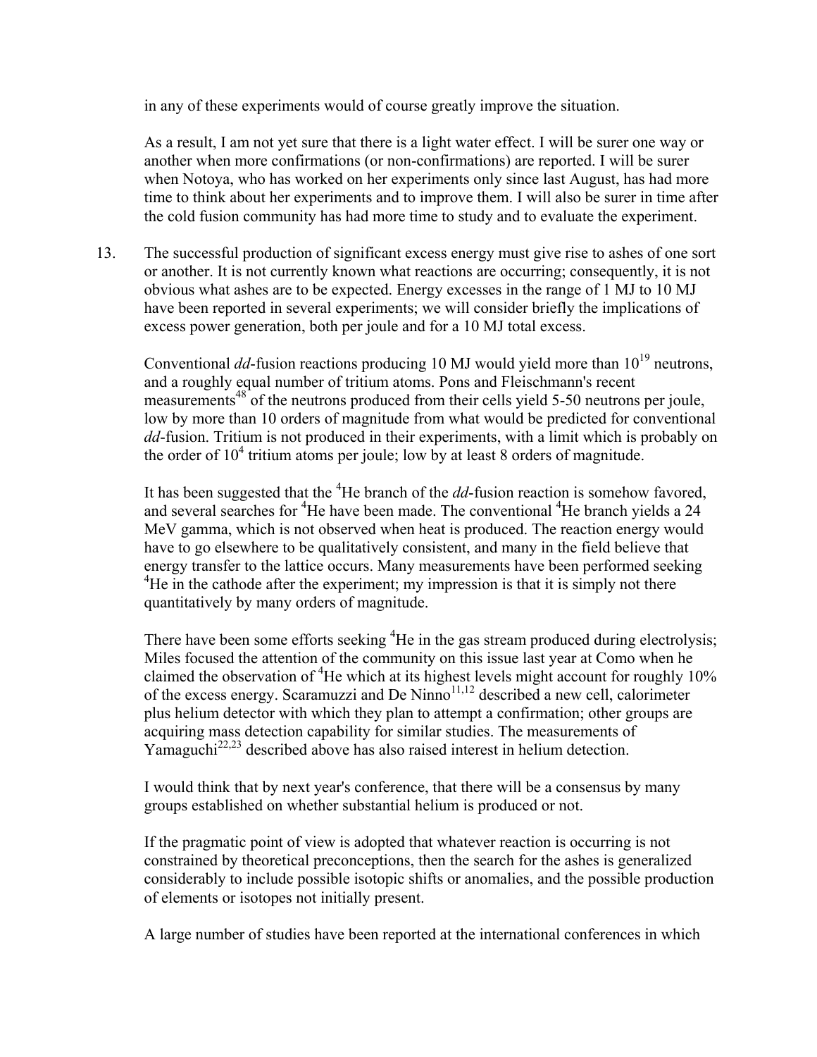in any of these experiments would of course greatly improve the situation.

As a result, I am not yet sure that there is a light water effect. I will be surer one way or another when more confirmations (or non-confirmations) are reported. I will be surer when Notoya, who has worked on her experiments only since last August, has had more time to think about her experiments and to improve them. I will also be surer in time after the cold fusion community has had more time to study and to evaluate the experiment.

13. The successful production of significant excess energy must give rise to ashes of one sort or another. It is not currently known what reactions are occurring; consequently, it is not obvious what ashes are to be expected. Energy excesses in the range of 1 MJ to 10 MJ have been reported in several experiments; we will consider briefly the implications of excess power generation, both per joule and for a 10 MJ total excess.

Conventional *dd*-fusion reactions producing 10 MJ would yield more than $10^{19}$ neutrons, and a roughly equal number of tritium atoms. Pons and Fleischmann's recent measurements[48] of the neutrons produced from their cells yield 5-50 neutrons per joule, low by more than 10 orders of magnitude from what would be predicted for conventional *dd*-fusion. Tritium is not produced in their experiments, with a limit which is probably on the order of $10^4$ tritium atoms per joule; low by at least 8 orders of magnitude.

It has been suggested that the $^4$He branch of the *dd*-fusion reaction is somehow favored, and several searches for $^4$He have been made. The conventional $^4$He branch yields a 24 MeV gamma, which is not observed when heat is produced. The reaction energy would have to go elsewhere to be qualitatively consistent, and many in the field believe that energy transfer to the lattice occurs. Many measurements have been performed seeking $^4$He in the cathode after the experiment; my impression is that it is simply not there quantitatively by many orders of magnitude.

There have been some efforts seeking $^4$He in the gas stream produced during electrolysis; Miles focused the attention of the community on this issue last year at Como when he claimed the observation of $^4$He which at its highest levels might account for roughly 10% of the excess energy. Scaramuzzi and De Ninno[11,12] described a new cell, calorimeter plus helium detector with which they plan to attempt a confirmation; other groups are acquiring mass detection capability for similar studies. The measurements of Yamaguchi[22,23] described above has also raised interest in helium detection.

I would think that by next year's conference, that there will be a consensus by many groups established on whether substantial helium is produced or not.

If the pragmatic point of view is adopted that whatever reaction is occurring is not constrained by theoretical preconceptions, then the search for the ashes is generalized considerably to include possible isotopic shifts or anomalies, and the possible production of elements or isotopes not initially present.

A large number of studies have been reported at the international conferences in which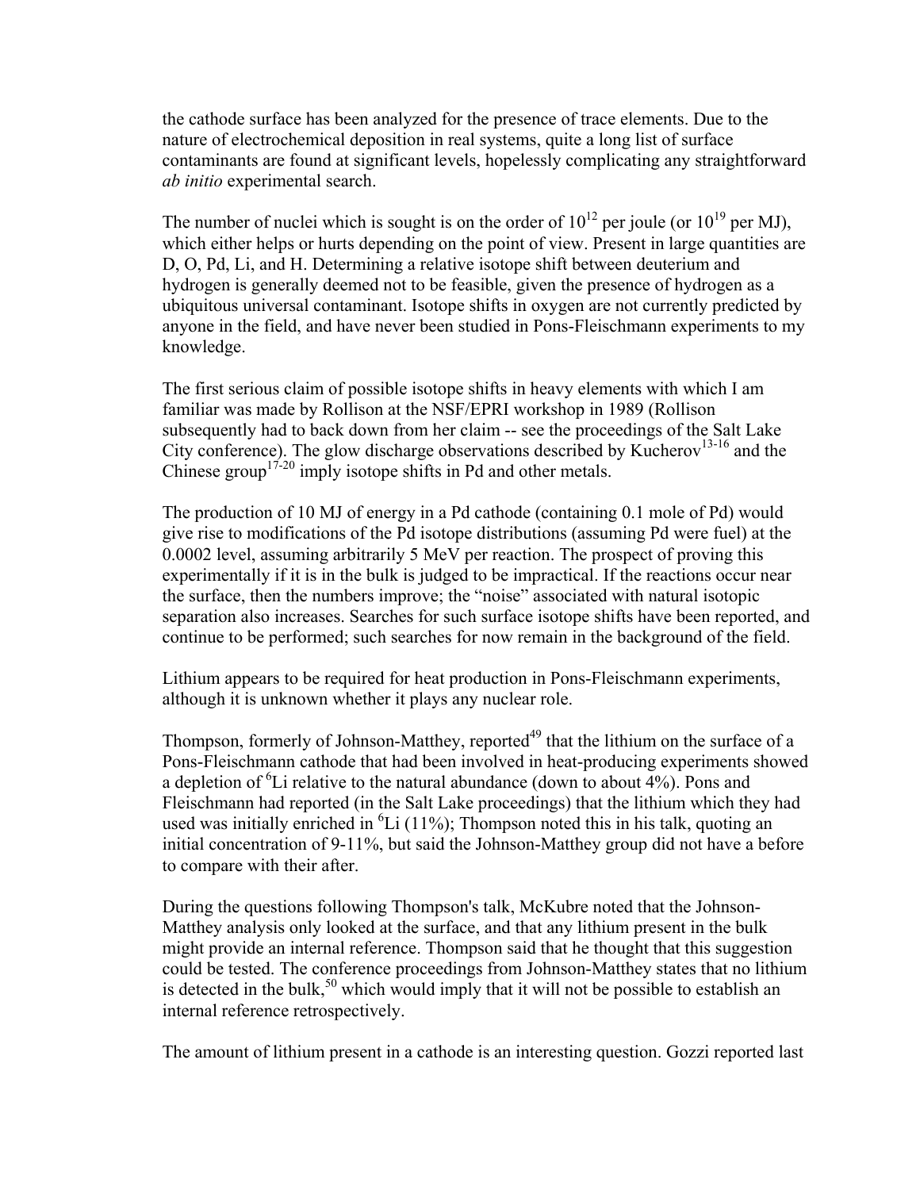the cathode surface has been analyzed for the presence of trace elements. Due to the nature of electrochemical deposition in real systems, quite a long list of surface contaminants are found at significant levels, hopelessly complicating any straightforward *ab initio* experimental search.

The number of nuclei which is sought is on the order of $10^{12}$ per joule (or $10^{19}$ per MJ), which either helps or hurts depending on the point of view. Present in large quantities are D, O, Pd, Li, and H. Determining a relative isotope shift between deuterium and hydrogen is generally deemed not to be feasible, given the presence of hydrogen as a ubiquitous universal contaminant. Isotope shifts in oxygen are not currently predicted by anyone in the field, and have never been studied in Pons-Fleischmann experiments to my knowledge.

The first serious claim of possible isotope shifts in heavy elements with which I am familiar was made by Rollison at the NSF/EPRI workshop in 1989 (Rollison subsequently had to back down from her claim -- see the proceedings of the Salt Lake City conference). The glow discharge observations described by Kucherov[13-16] and the Chinese group[17-20] imply isotope shifts in Pd and other metals.

The production of 10 MJ of energy in a Pd cathode (containing 0.1 mole of Pd) would give rise to modifications of the Pd isotope distributions (assuming Pd were fuel) at the 0.0002 level, assuming arbitrarily 5 MeV per reaction. The prospect of proving this experimentally if it is in the bulk is judged to be impractical. If the reactions occur near the surface, then the numbers improve; the "noise" associated with natural isotopic separation also increases. Searches for such surface isotope shifts have been reported, and continue to be performed; such searches for now remain in the background of the field.

Lithium appears to be required for heat production in Pons-Fleischmann experiments, although it is unknown whether it plays any nuclear role.

Thompson, formerly of Johnson-Matthey, reported[49] that the lithium on the surface of a Pons-Fleischmann cathode that had been involved in heat-producing experiments showed a depletion of $^6$Li relative to the natural abundance (down to about 4%). Pons and Fleischmann had reported (in the Salt Lake proceedings) that the lithium which they had used was initially enriched in $^6$Li (11%); Thompson noted this in his talk, quoting an initial concentration of 9-11%, but said the Johnson-Matthey group did not have a before to compare with their after.

During the questions following Thompson's talk, McKubre noted that the Johnson-Matthey analysis only looked at the surface, and that any lithium present in the bulk might provide an internal reference. Thompson said that he thought that this suggestion could be tested. The conference proceedings from Johnson-Matthey states that no lithium is detected in the bulk,[50] which would imply that it will not be possible to establish an internal reference retrospectively.

The amount of lithium present in a cathode is an interesting question. Gozzi reported last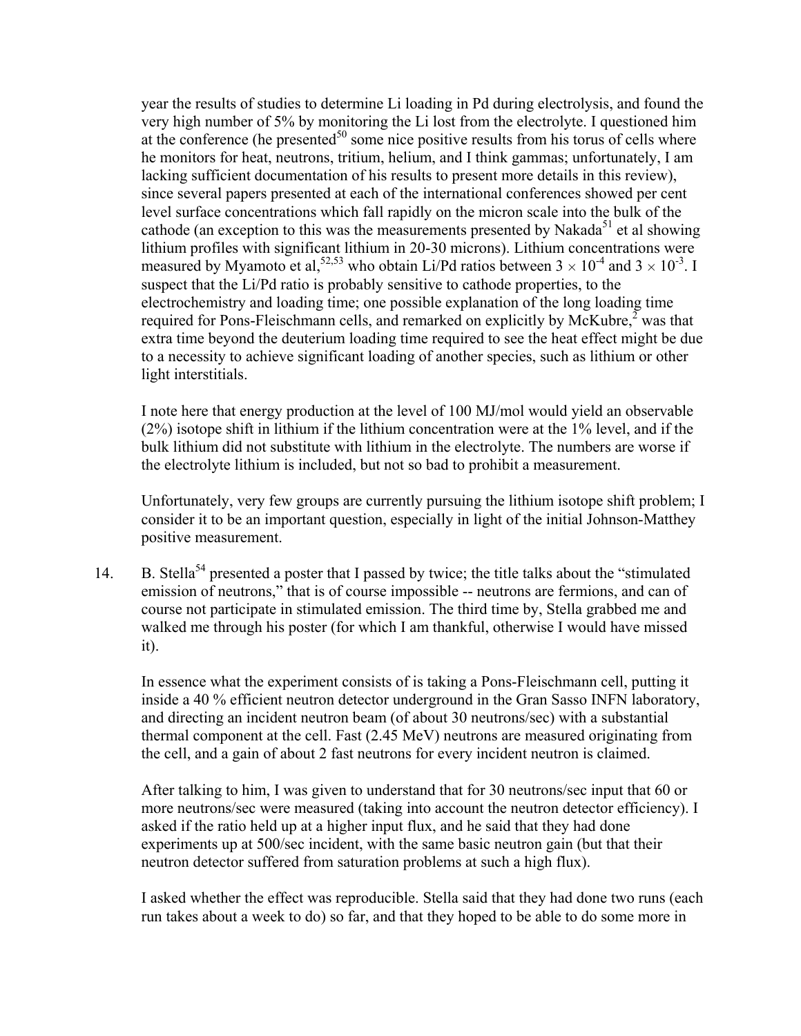year the results of studies to determine Li loading in Pd during electrolysis, and found the very high number of 5% by monitoring the Li lost from the electrolyte. I questioned him at the conference (he presented[50] some nice positive results from his torus of cells where he monitors for heat, neutrons, tritium, helium, and I think gammas; unfortunately, I am lacking sufficient documentation of his results to present more details in this review), since several papers presented at each of the international conferences showed per cent level surface concentrations which fall rapidly on the micron scale into the bulk of the cathode (an exception to this was the measurements presented by Nakada[51] et al showing lithium profiles with significant lithium in 20-30 microns). Lithium concentrations were measured by Myamoto et al,[52,53] who obtain Li/Pd ratios between $3 \times 10^{-4}$ and $3 \times 10^{-3}$. I suspect that the Li/Pd ratio is probably sensitive to cathode properties, to the electrochemistry and loading time; one possible explanation of the long loading time required for Pons-Fleischmann cells, and remarked on explicitly by McKubre,[2] was that extra time beyond the deuterium loading time required to see the heat effect might be due to a necessity to achieve significant loading of another species, such as lithium or other light interstitials.

I note here that energy production at the level of 100 MJ/mol would yield an observable (2%) isotope shift in lithium if the lithium concentration were at the 1% level, and if the bulk lithium did not substitute with lithium in the electrolyte. The numbers are worse if the electrolyte lithium is included, but not so bad to prohibit a measurement.

Unfortunately, very few groups are currently pursuing the lithium isotope shift problem; I consider it to be an important question, especially in light of the initial Johnson-Matthey positive measurement.

14. B. Stella[54] presented a poster that I passed by twice; the title talks about the "stimulated emission of neutrons," that is of course impossible -- neutrons are fermions, and can of course not participate in stimulated emission. The third time by, Stella grabbed me and walked me through his poster (for which I am thankful, otherwise I would have missed it).

    In essence what the experiment consists of is taking a Pons-Fleischmann cell, putting it inside a 40 % efficient neutron detector underground in the Gran Sasso INFN laboratory, and directing an incident neutron beam (of about 30 neutrons/sec) with a substantial thermal component at the cell. Fast (2.45 MeV) neutrons are measured originating from the cell, and a gain of about 2 fast neutrons for every incident neutron is claimed.

    After talking to him, I was given to understand that for 30 neutrons/sec input that 60 or more neutrons/sec were measured (taking into account the neutron detector efficiency). I asked if the ratio held up at a higher input flux, and he said that they had done experiments up at 500/sec incident, with the same basic neutron gain (but that their neutron detector suffered from saturation problems at such a high flux).

    I asked whether the effect was reproducible. Stella said that they had done two runs (each run takes about a week to do) so far, and that they hoped to be able to do some more in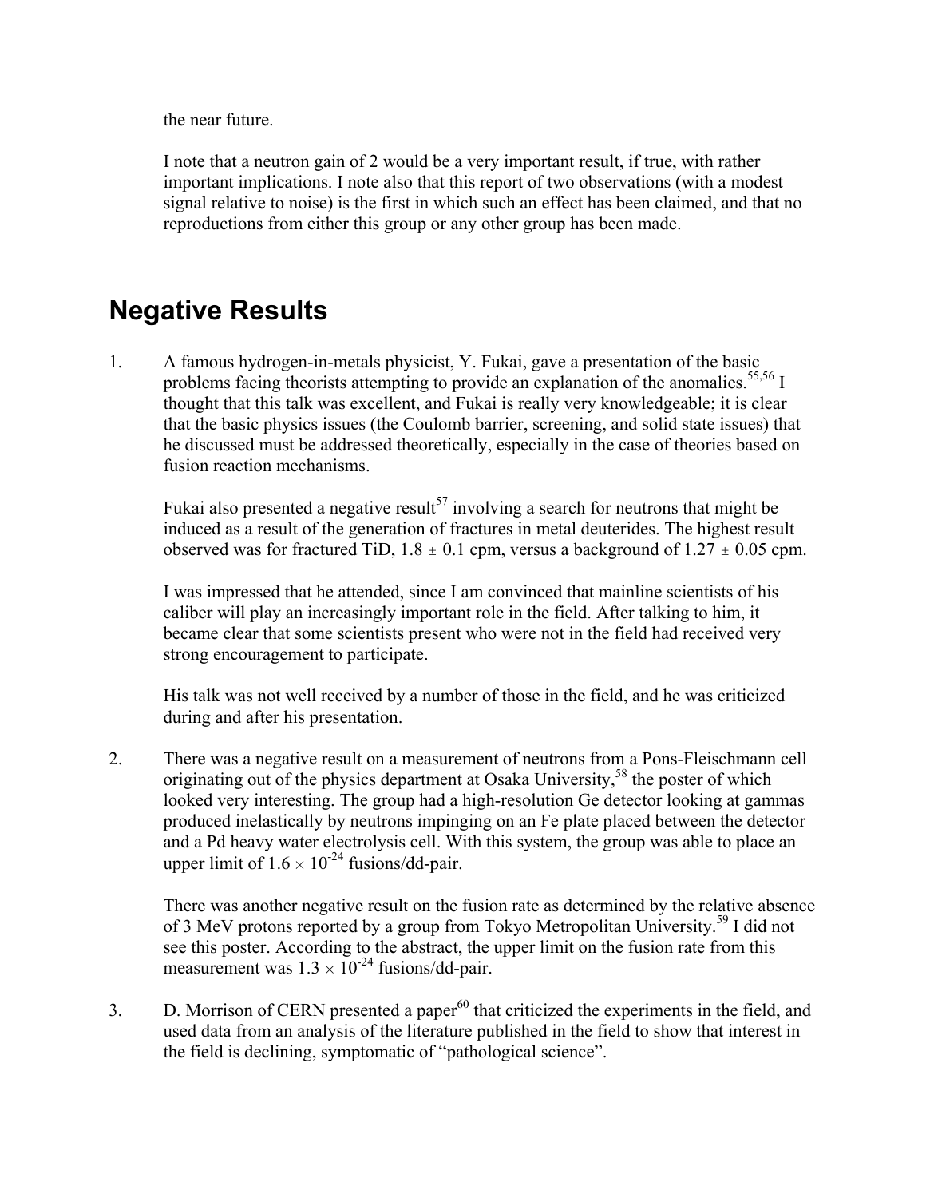the near future.

I note that a neutron gain of 2 would be a very important result, if true, with rather important implications. I note also that this report of two observations (with a modest signal relative to noise) is the first in which such an effect has been claimed, and that no reproductions from either this group or any other group has been made.

# Negative Results

1. A famous hydrogen-in-metals physicist, Y. Fukai, gave a presentation of the basic problems facing theorists attempting to provide an explanation of the anomalies.[55,56] I thought that this talk was excellent, and Fukai is really very knowledgeable; it is clear that the basic physics issues (the Coulomb barrier, screening, and solid state issues) that he discussed must be addressed theoretically, especially in the case of theories based on fusion reaction mechanisms.

   Fukai also presented a negative result[57] involving a search for neutrons that might be induced as a result of the generation of fractures in metal deuterides. The highest result observed was for fractured TiD, $1.8 \pm 0.1$ cpm, versus a background of $1.27 \pm 0.05$ cpm.

   I was impressed that he attended, since I am convinced that mainline scientists of his caliber will play an increasingly important role in the field. After talking to him, it became clear that some scientists present who were not in the field had received very strong encouragement to participate.

   His talk was not well received by a number of those in the field, and he was criticized during and after his presentation.

2. There was a negative result on a measurement of neutrons from a Pons-Fleischmann cell originating out of the physics department at Osaka University,[58] the poster of which looked very interesting. The group had a high-resolution Ge detector looking at gammas produced inelastically by neutrons impinging on an Fe plate placed between the detector and a Pd heavy water electrolysis cell. With this system, the group was able to place an upper limit of $1.6 \times 10^{-24}$ fusions/dd-pair.

   There was another negative result on the fusion rate as determined by the relative absence of 3 MeV protons reported by a group from Tokyo Metropolitan University.[59] I did not see this poster. According to the abstract, the upper limit on the fusion rate from this measurement was $1.3 \times 10^{-24}$ fusions/dd-pair.

3. D. Morrison of CERN presented a paper[60] that criticized the experiments in the field, and used data from an analysis of the literature published in the field to show that interest in the field is declining, symptomatic of "pathological science".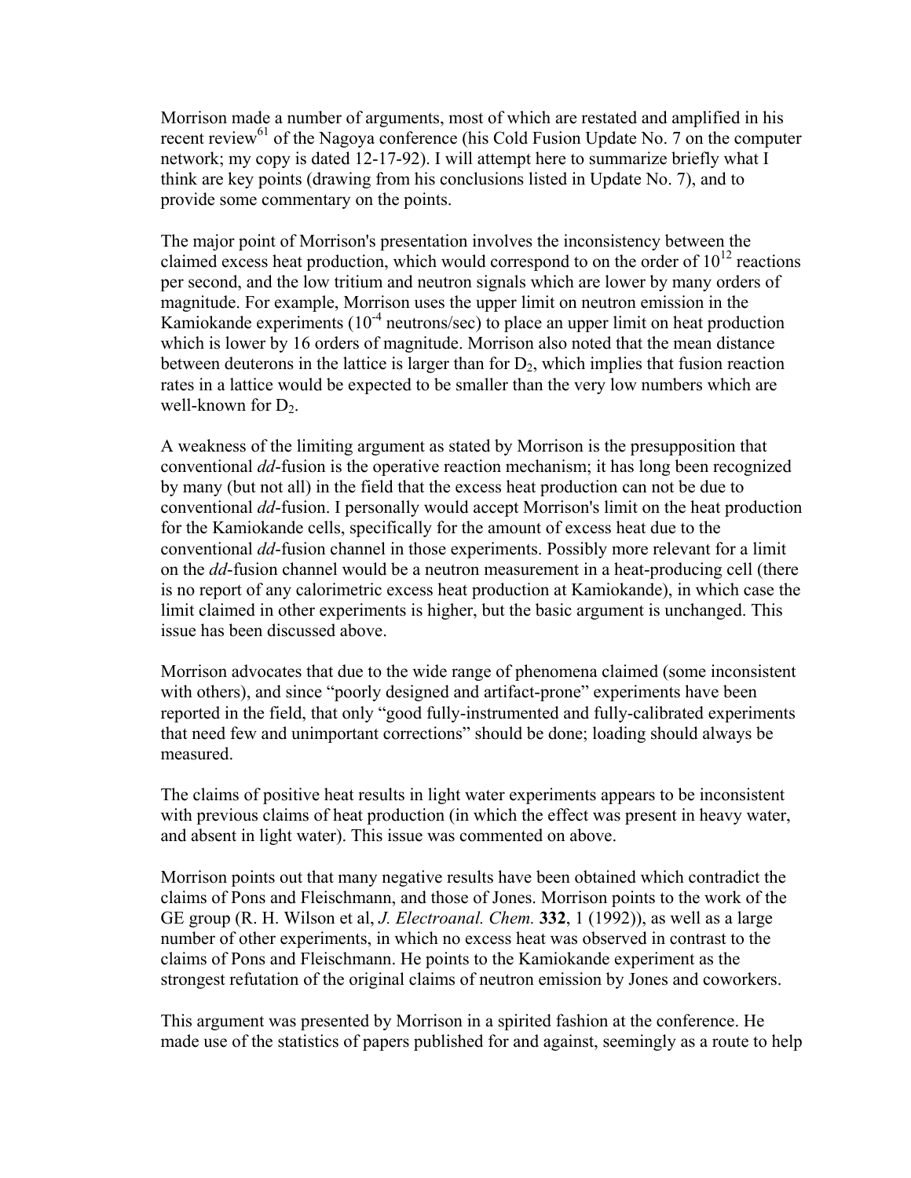Morrison made a number of arguments, most of which are restated and amplified in his recent review[61] of the Nagoya conference (his Cold Fusion Update No. 7 on the computer network; my copy is dated 12-17-92). I will attempt here to summarize briefly what I think are key points (drawing from his conclusions listed in Update No. 7), and to provide some commentary on the points.

The major point of Morrison's presentation involves the inconsistency between the claimed excess heat production, which would correspond to on the order of $10^{12}$ reactions per second, and the low tritium and neutron signals which are lower by many orders of magnitude. For example, Morrison uses the upper limit on neutron emission in the Kamiokande experiments ($10^{-4}$ neutrons/sec) to place an upper limit on heat production which is lower by 16 orders of magnitude. Morrison also noted that the mean distance between deuterons in the lattice is larger than for $D_2$, which implies that fusion reaction rates in a lattice would be expected to be smaller than the very low numbers which are well-known for $D_2$.

A weakness of the limiting argument as stated by Morrison is the presupposition that conventional *dd*-fusion is the operative reaction mechanism; it has long been recognized by many (but not all) in the field that the excess heat production can not be due to conventional *dd*-fusion. I personally would accept Morrison's limit on the heat production for the Kamiokande cells, specifically for the amount of excess heat due to the conventional *dd*-fusion channel in those experiments. Possibly more relevant for a limit on the *dd*-fusion channel would be a neutron measurement in a heat-producing cell (there is no report of any calorimetric excess heat production at Kamiokande), in which case the limit claimed in other experiments is higher, but the basic argument is unchanged. This issue has been discussed above.

Morrison advocates that due to the wide range of phenomena claimed (some inconsistent with others), and since "poorly designed and artifact-prone" experiments have been reported in the field, that only "good fully-instrumented and fully-calibrated experiments that need few and unimportant corrections" should be done; loading should always be measured.

The claims of positive heat results in light water experiments appears to be inconsistent with previous claims of heat production (in which the effect was present in heavy water, and absent in light water). This issue was commented on above.

Morrison points out that many negative results have been obtained which contradict the claims of Pons and Fleischmann, and those of Jones. Morrison points to the work of the GE group (R. H. Wilson et al, *J. Electroanal. Chem.* **332**, 1 (1992)), as well as a large number of other experiments, in which no excess heat was observed in contrast to the claims of Pons and Fleischmann. He points to the Kamiokande experiment as the strongest refutation of the original claims of neutron emission by Jones and coworkers.

This argument was presented by Morrison in a spirited fashion at the conference. He made use of the statistics of papers published for and against, seemingly as a route to help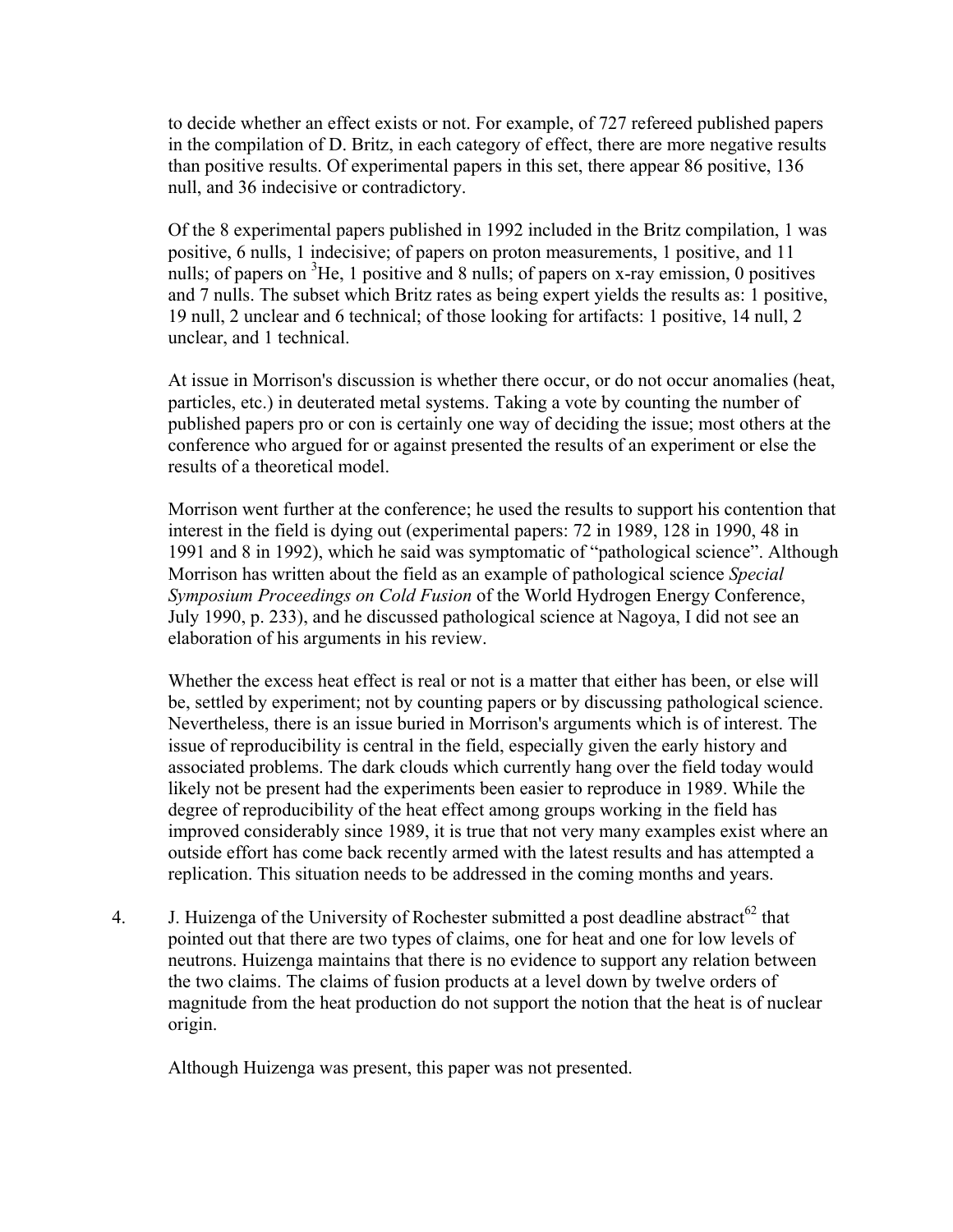to decide whether an effect exists or not. For example, of 727 refereed published papers in the compilation of D. Britz, in each category of effect, there are more negative results than positive results. Of experimental papers in this set, there appear 86 positive, 136 null, and 36 indecisive or contradictory.

Of the 8 experimental papers published in 1992 included in the Britz compilation, 1 was positive, 6 nulls, 1 indecisive; of papers on proton measurements, 1 positive, and 11 nulls; of papers on $^3He$, 1 positive and 8 nulls; of papers on x-ray emission, 0 positives and 7 nulls. The subset which Britz rates as being expert yields the results as: 1 positive, 19 null, 2 unclear and 6 technical; of those looking for artifacts: 1 positive, 14 null, 2 unclear, and 1 technical.

At issue in Morrison's discussion is whether there occur, or do not occur anomalies (heat, particles, etc.) in deuterated metal systems. Taking a vote by counting the number of published papers pro or con is certainly one way of deciding the issue; most others at the conference who argued for or against presented the results of an experiment or else the results of a theoretical model.

Morrison went further at the conference; he used the results to support his contention that interest in the field is dying out (experimental papers: 72 in 1989, 128 in 1990, 48 in 1991 and 8 in 1992), which he said was symptomatic of "pathological science". Although Morrison has written about the field as an example of pathological science *Special Symposium Proceedings on Cold Fusion* of the World Hydrogen Energy Conference, July 1990, p. 233), and he discussed pathological science at Nagoya, I did not see an elaboration of his arguments in his review.

Whether the excess heat effect is real or not is a matter that either has been, or else will be, settled by experiment; not by counting papers or by discussing pathological science. Nevertheless, there is an issue buried in Morrison's arguments which is of interest. The issue of reproducibility is central in the field, especially given the early history and associated problems. The dark clouds which currently hang over the field today would likely not be present had the experiments been easier to reproduce in 1989. While the degree of reproducibility of the heat effect among groups working in the field has improved considerably since 1989, it is true that not very many examples exist where an outside effort has come back recently armed with the latest results and has attempted a replication. This situation needs to be addressed in the coming months and years.

4. J. Huizenga of the University of Rochester submitted a post deadline abstract[62] that pointed out that there are two types of claims, one for heat and one for low levels of neutrons. Huizenga maintains that there is no evidence to support any relation between the two claims. The claims of fusion products at a level down by twelve orders of magnitude from the heat production do not support the notion that the heat is of nuclear origin.

   Although Huizenga was present, this paper was not presented.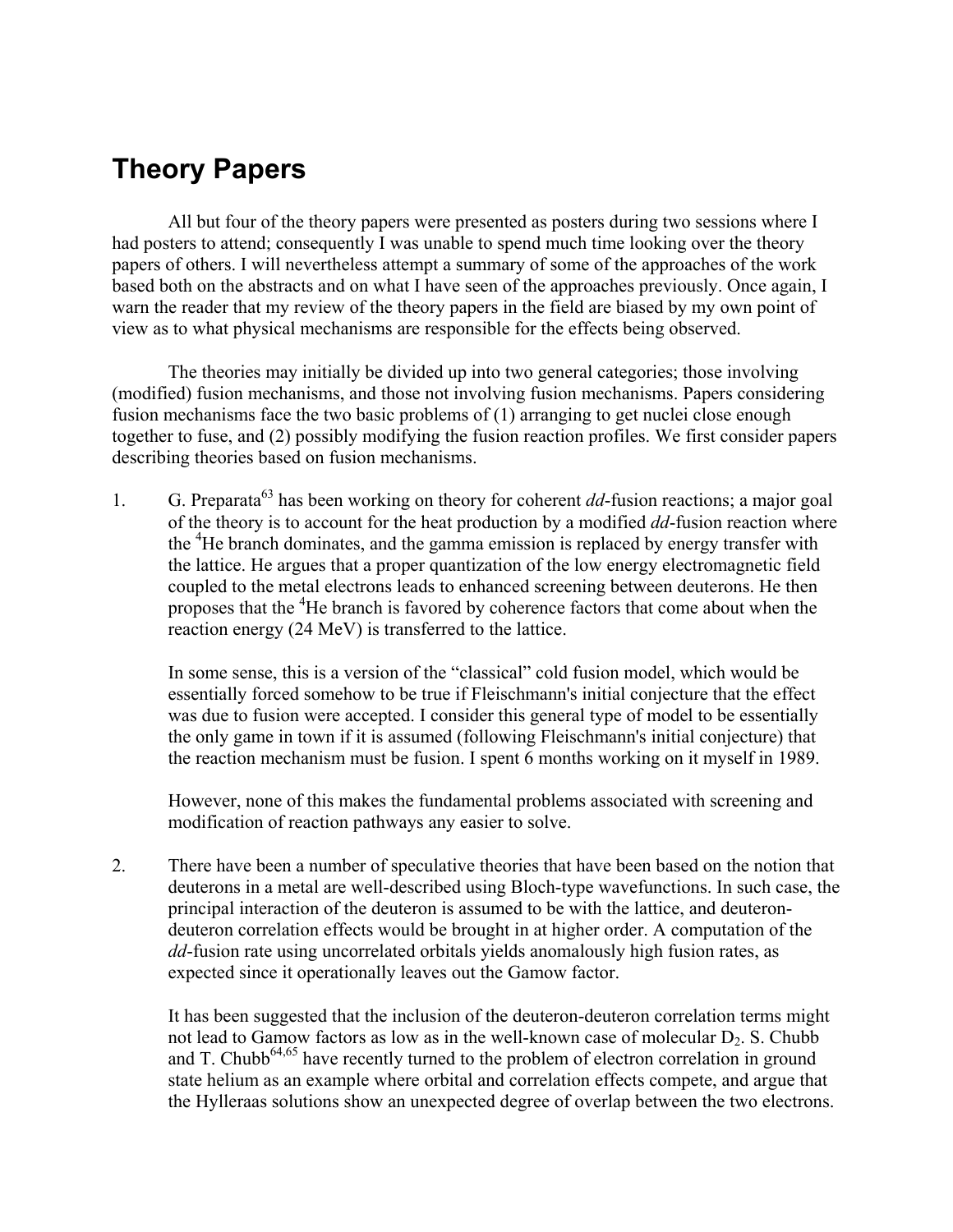# Theory Papers

All but four of the theory papers were presented as posters during two sessions where I had posters to attend; consequently I was unable to spend much time looking over the theory papers of others. I will nevertheless attempt a summary of some of the approaches of the work based both on the abstracts and on what I have seen of the approaches previously. Once again, I warn the reader that my review of the theory papers in the field are biased by my own point of view as to what physical mechanisms are responsible for the effects being observed.

The theories may initially be divided up into two general categories; those involving (modified) fusion mechanisms, and those not involving fusion mechanisms. Papers considering fusion mechanisms face the two basic problems of (1) arranging to get nuclei close enough together to fuse, and (2) possibly modifying the fusion reaction profiles. We first consider papers describing theories based on fusion mechanisms.

1. G. Preparata[63] has been working on theory for coherent *dd*-fusion reactions; a major goal of the theory is to account for the heat production by a modified *dd*-fusion reaction where the $^4$He branch dominates, and the gamma emission is replaced by energy transfer with the lattice. He argues that a proper quantization of the low energy electromagnetic field coupled to the metal electrons leads to enhanced screening between deuterons. He then proposes that the $^4$He branch is favored by coherence factors that come about when the reaction energy (24 MeV) is transferred to the lattice.

   In some sense, this is a version of the "classical" cold fusion model, which would be essentially forced somehow to be true if Fleischmann's initial conjecture that the effect was due to fusion were accepted. I consider this general type of model to be essentially the only game in town if it is assumed (following Fleischmann's initial conjecture) that the reaction mechanism must be fusion. I spent 6 months working on it myself in 1989.

   However, none of this makes the fundamental problems associated with screening and modification of reaction pathways any easier to solve.

2. There have been a number of speculative theories that have been based on the notion that deuterons in a metal are well-described using Bloch-type wavefunctions. In such case, the principal interaction of the deuteron is assumed to be with the lattice, and deuteron-deuteron correlation effects would be brought in at higher order. A computation of the *dd*-fusion rate using uncorrelated orbitals yields anomalously high fusion rates, as expected since it operationally leaves out the Gamow factor.

   It has been suggested that the inclusion of the deuteron-deuteron correlation terms might not lead to Gamow factors as low as in the well-known case of molecular $D_2$. S. Chubb and T. Chubb[64,65] have recently turned to the problem of electron correlation in ground state helium as an example where orbital and correlation effects compete, and argue that the Hylleraas solutions show an unexpected degree of overlap between the two electrons.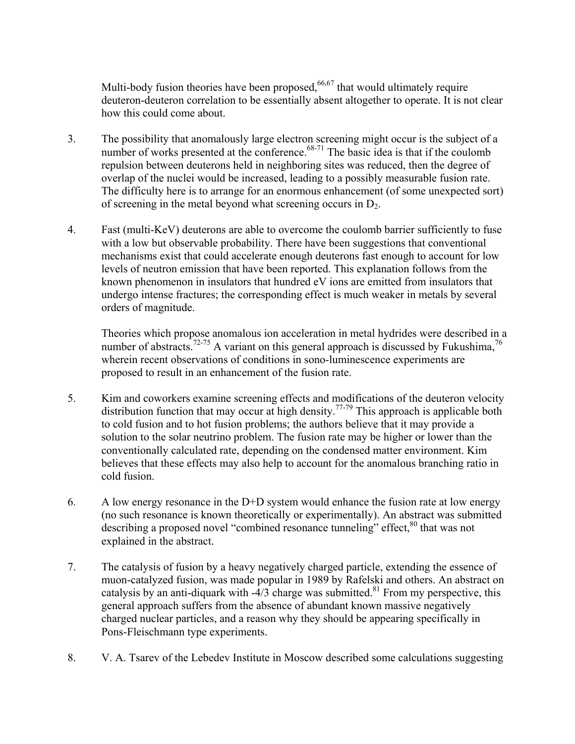Multi-body fusion theories have been proposed,[66,67] that would ultimately require deuteron-deuteron correlation to be essentially absent altogether to operate. It is not clear how this could come about.

3. The possibility that anomalously large electron screening might occur is the subject of a number of works presented at the conference.[68-71] The basic idea is that if the coulomb repulsion between deuterons held in neighboring sites was reduced, then the degree of overlap of the nuclei would be increased, leading to a possibly measurable fusion rate. The difficulty here is to arrange for an enormous enhancement (of some unexpected sort) of screening in the metal beyond what screening occurs in $D_2$.

4. Fast (multi-KeV) deuterons are able to overcome the coulomb barrier sufficiently to fuse with a low but observable probability. There have been suggestions that conventional mechanisms exist that could accelerate enough deuterons fast enough to account for low levels of neutron emission that have been reported. This explanation follows from the known phenomenon in insulators that hundred eV ions are emitted from insulators that undergo intense fractures; the corresponding effect is much weaker in metals by several orders of magnitude.

   Theories which propose anomalous ion acceleration in metal hydrides were described in a number of abstracts.[72-75] A variant on this general approach is discussed by Fukushima,[76] wherein recent observations of conditions in sono-luminescence experiments are proposed to result in an enhancement of the fusion rate.

5. Kim and coworkers examine screening effects and modifications of the deuteron velocity distribution function that may occur at high density.[77-79] This approach is applicable both to cold fusion and to hot fusion problems; the authors believe that it may provide a solution to the solar neutrino problem. The fusion rate may be higher or lower than the conventionally calculated rate, depending on the condensed matter environment. Kim believes that these effects may also help to account for the anomalous branching ratio in cold fusion.

6. A low energy resonance in the D+D system would enhance the fusion rate at low energy (no such resonance is known theoretically or experimentally). An abstract was submitted describing a proposed novel "combined resonance tunneling" effect,[80] that was not explained in the abstract.

7. The catalysis of fusion by a heavy negatively charged particle, extending the essence of muon-catalyzed fusion, was made popular in 1989 by Rafelski and others. An abstract on catalysis by an anti-diquark with -4/3 charge was submitted.[81] From my perspective, this general approach suffers from the absence of abundant known massive negatively charged nuclear particles, and a reason why they should be appearing specifically in Pons-Fleischmann type experiments.

8. V. A. Tsarev of the Lebedev Institute in Moscow described some calculations suggesting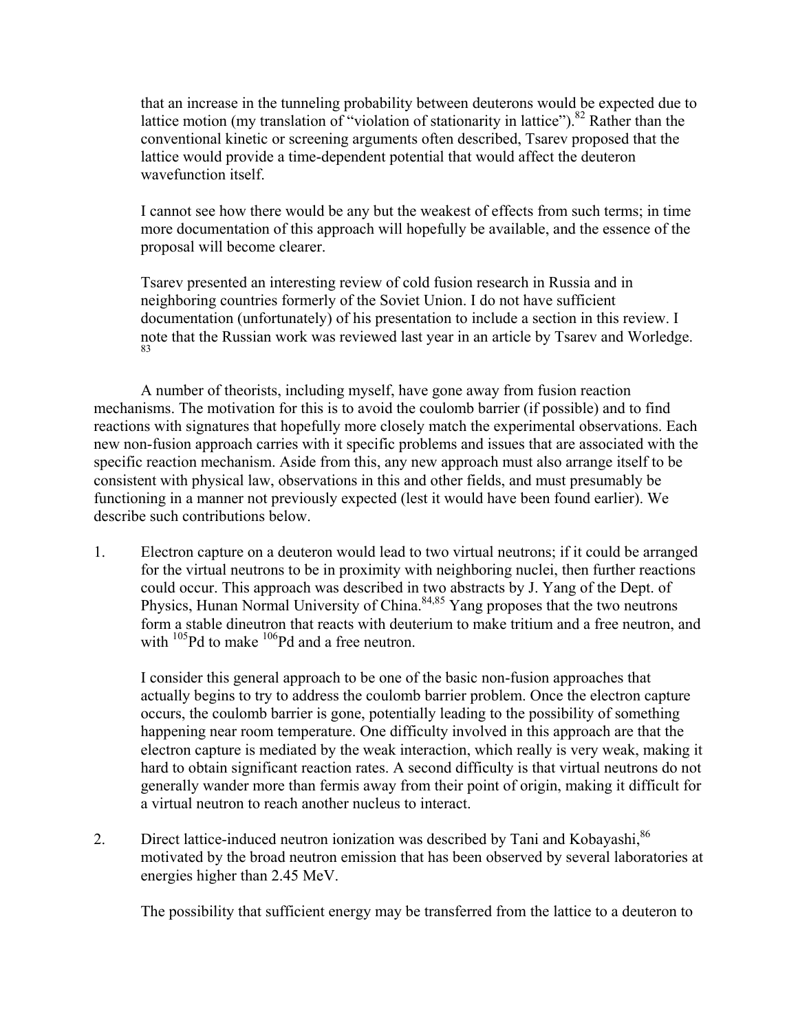that an increase in the tunneling probability between deuterons would be expected due to lattice motion (my translation of "violation of stationarity in lattice").[82] Rather than the conventional kinetic or screening arguments often described, Tsarev proposed that the lattice would provide a time-dependent potential that would affect the deuteron wavefunction itself.

I cannot see how there would be any but the weakest of effects from such terms; in time more documentation of this approach will hopefully be available, and the essence of the proposal will become clearer.

Tsarev presented an interesting review of cold fusion research in Russia and in neighboring countries formerly of the Soviet Union. I do not have sufficient documentation (unfortunately) of his presentation to include a section in this review. I note that the Russian work was reviewed last year in an article by Tsarev and Worledge.[83]

A number of theorists, including myself, have gone away from fusion reaction mechanisms. The motivation for this is to avoid the coulomb barrier (if possible) and to find reactions with signatures that hopefully more closely match the experimental observations. Each new non-fusion approach carries with it specific problems and issues that are associated with the specific reaction mechanism. Aside from this, any new approach must also arrange itself to be consistent with physical law, observations in this and other fields, and must presumably be functioning in a manner not previously expected (lest it would have been found earlier). We describe such contributions below.

1. Electron capture on a deuteron would lead to two virtual neutrons; if it could be arranged for the virtual neutrons to be in proximity with neighboring nuclei, then further reactions could occur. This approach was described in two abstracts by J. Yang of the Dept. of Physics, Hunan Normal University of China.[84,85] Yang proposes that the two neutrons form a stable dineutron that reacts with deuterium to make tritium and a free neutron, and with $^{105}$Pd to make $^{106}$Pd and a free neutron.

   I consider this general approach to be one of the basic non-fusion approaches that actually begins to try to address the coulomb barrier problem. Once the electron capture occurs, the coulomb barrier is gone, potentially leading to the possibility of something happening near room temperature. One difficulty involved in this approach are that the electron capture is mediated by the weak interaction, which really is very weak, making it hard to obtain significant reaction rates. A second difficulty is that virtual neutrons do not generally wander more than fermis away from their point of origin, making it difficult for a virtual neutron to reach another nucleus to interact.

2. Direct lattice-induced neutron ionization was described by Tani and Kobayashi,[86] motivated by the broad neutron emission that has been observed by several laboratories at energies higher than 2.45 MeV.

   The possibility that sufficient energy may be transferred from the lattice to a deuteron to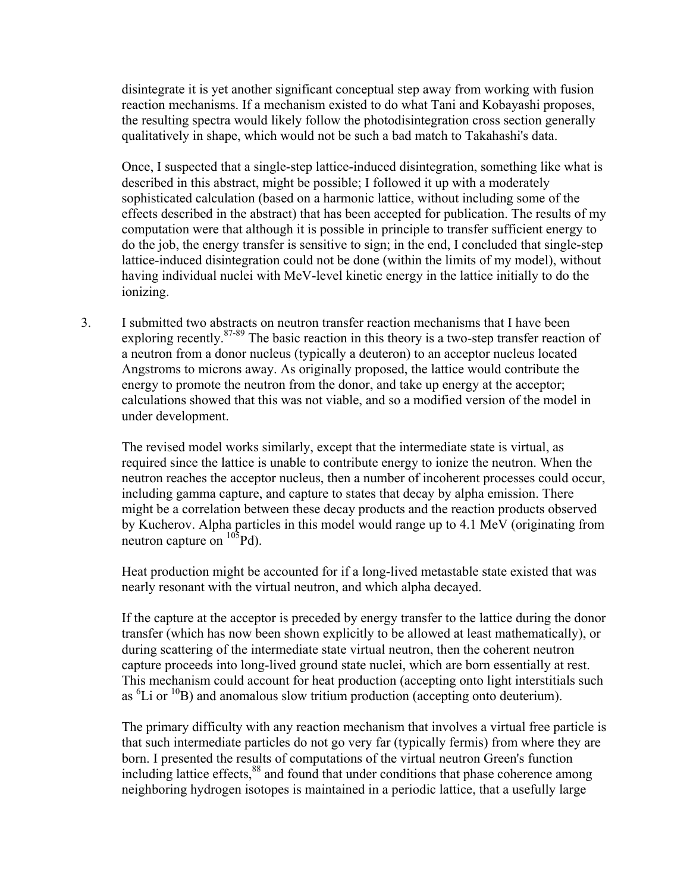disintegrate it is yet another significant conceptual step away from working with fusion reaction mechanisms. If a mechanism existed to do what Tani and Kobayashi proposes, the resulting spectra would likely follow the photodisintegration cross section generally qualitatively in shape, which would not be such a bad match to Takahashi's data.

Once, I suspected that a single-step lattice-induced disintegration, something like what is described in this abstract, might be possible; I followed it up with a moderately sophisticated calculation (based on a harmonic lattice, without including some of the effects described in the abstract) that has been accepted for publication. The results of my computation were that although it is possible in principle to transfer sufficient energy to do the job, the energy transfer is sensitive to sign; in the end, I concluded that single-step lattice-induced disintegration could not be done (within the limits of my model), without having individual nuclei with MeV-level kinetic energy in the lattice initially to do the ionizing.

3. I submitted two abstracts on neutron transfer reaction mechanisms that I have been exploring recently.[87-89] The basic reaction in this theory is a two-step transfer reaction of a neutron from a donor nucleus (typically a deuteron) to an acceptor nucleus located Angstroms to microns away. As originally proposed, the lattice would contribute the energy to promote the neutron from the donor, and take up energy at the acceptor; calculations showed that this was not viable, and so a modified version of the model in under development.

   The revised model works similarly, except that the intermediate state is virtual, as required since the lattice is unable to contribute energy to ionize the neutron. When the neutron reaches the acceptor nucleus, then a number of incoherent processes could occur, including gamma capture, and capture to states that decay by alpha emission. There might be a correlation between these decay products and the reaction products observed by Kucherov. Alpha particles in this model would range up to 4.1 MeV (originating from neutron capture on $^{105}$Pd).

   Heat production might be accounted for if a long-lived metastable state existed that was nearly resonant with the virtual neutron, and which alpha decayed.

   If the capture at the acceptor is preceded by energy transfer to the lattice during the donor transfer (which has now been shown explicitly to be allowed at least mathematically), or during scattering of the intermediate state virtual neutron, then the coherent neutron capture proceeds into long-lived ground state nuclei, which are born essentially at rest. This mechanism could account for heat production (accepting onto light interstitials such as $^{6}$Li or $^{10}$B) and anomalous slow tritium production (accepting onto deuterium).

   The primary difficulty with any reaction mechanism that involves a virtual free particle is that such intermediate particles do not go very far (typically fermis) from where they are born. I presented the results of computations of the virtual neutron Green's function including lattice effects,[88] and found that under conditions that phase coherence among neighboring hydrogen isotopes is maintained in a periodic lattice, that a usefully large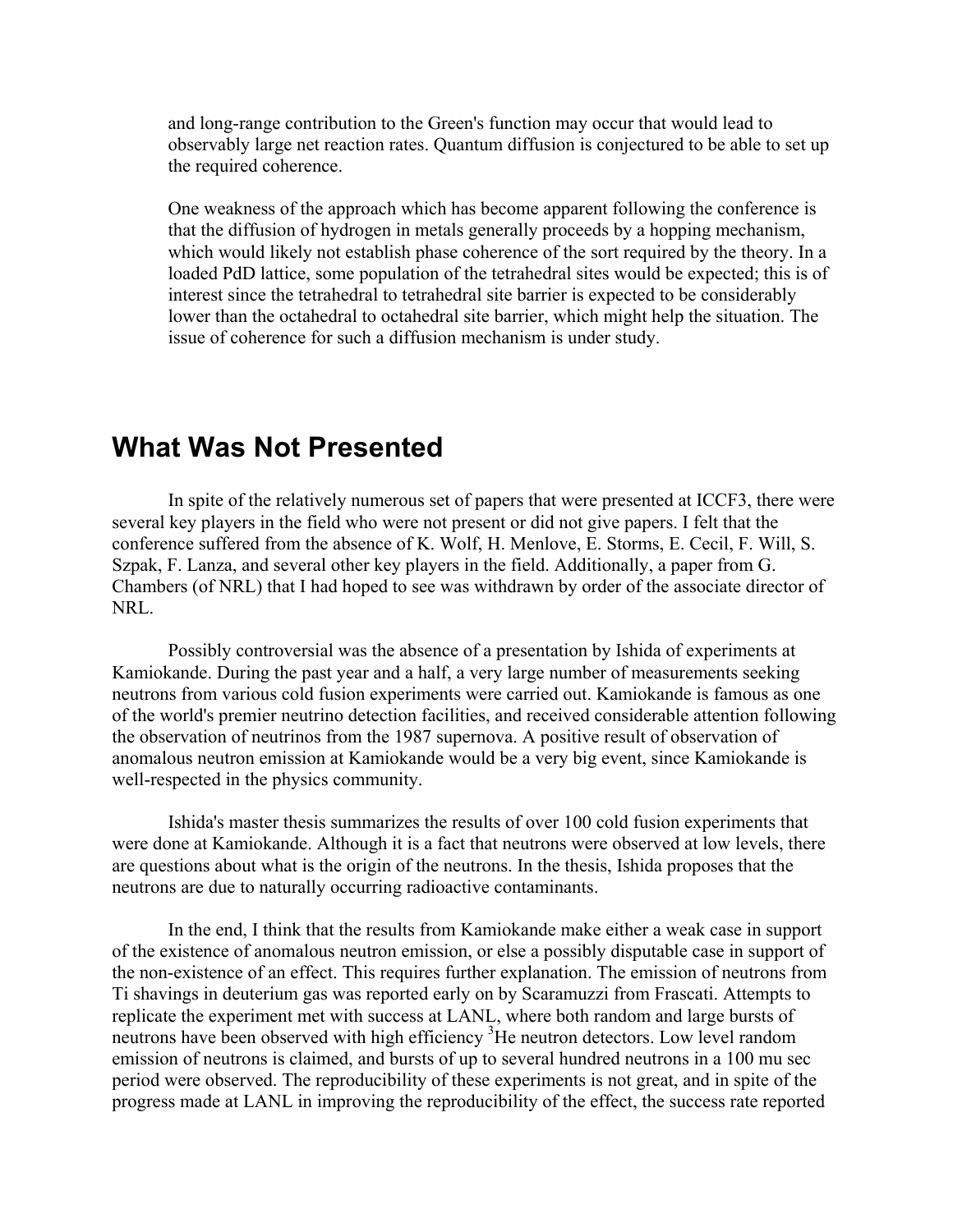and long-range contribution to the Green's function may occur that would lead to observably large net reaction rates. Quantum diffusion is conjectured to be able to set up the required coherence.

One weakness of the approach which has become apparent following the conference is that the diffusion of hydrogen in metals generally proceeds by a hopping mechanism, which would likely not establish phase coherence of the sort required by the theory. In a loaded PdD lattice, some population of the tetrahedral sites would be expected; this is of interest since the tetrahedral to tetrahedral site barrier is expected to be considerably lower than the octahedral to octahedral site barrier, which might help the situation. The issue of coherence for such a diffusion mechanism is under study.

## What Was Not Presented

In spite of the relatively numerous set of papers that were presented at ICCF3, there were several key players in the field who were not present or did not give papers. I felt that the conference suffered from the absence of K. Wolf, H. Menlove, E. Storms, E. Cecil, F. Will, S. Szpak, F. Lanza, and several other key players in the field. Additionally, a paper from G. Chambers (of NRL) that I had hoped to see was withdrawn by order of the associate director of NRL.

Possibly controversial was the absence of a presentation by Ishida of experiments at Kamiokande. During the past year and a half, a very large number of measurements seeking neutrons from various cold fusion experiments were carried out. Kamiokande is famous as one of the world's premier neutrino detection facilities, and received considerable attention following the observation of neutrinos from the 1987 supernova. A positive result of observation of anomalous neutron emission at Kamiokande would be a very big event, since Kamiokande is well-respected in the physics community.

Ishida's master thesis summarizes the results of over 100 cold fusion experiments that were done at Kamiokande. Although it is a fact that neutrons were observed at low levels, there are questions about what is the origin of the neutrons. In the thesis, Ishida proposes that the neutrons are due to naturally occurring radioactive contaminants.

In the end, I think that the results from Kamiokande make either a weak case in support of the existence of anomalous neutron emission, or else a possibly disputable case in support of the non-existence of an effect. This requires further explanation. The emission of neutrons from Ti shavings in deuterium gas was reported early on by Scaramuzzi from Frascati. Attempts to replicate the experiment met with success at LANL, where both random and large bursts of neutrons have been observed with high efficiency $^{3}$He neutron detectors. Low level random emission of neutrons is claimed, and bursts of up to several hundred neutrons in a 100 mu sec period were observed. The reproducibility of these experiments is not great, and in spite of the progress made at LANL in improving the reproducibility of the effect, the success rate reported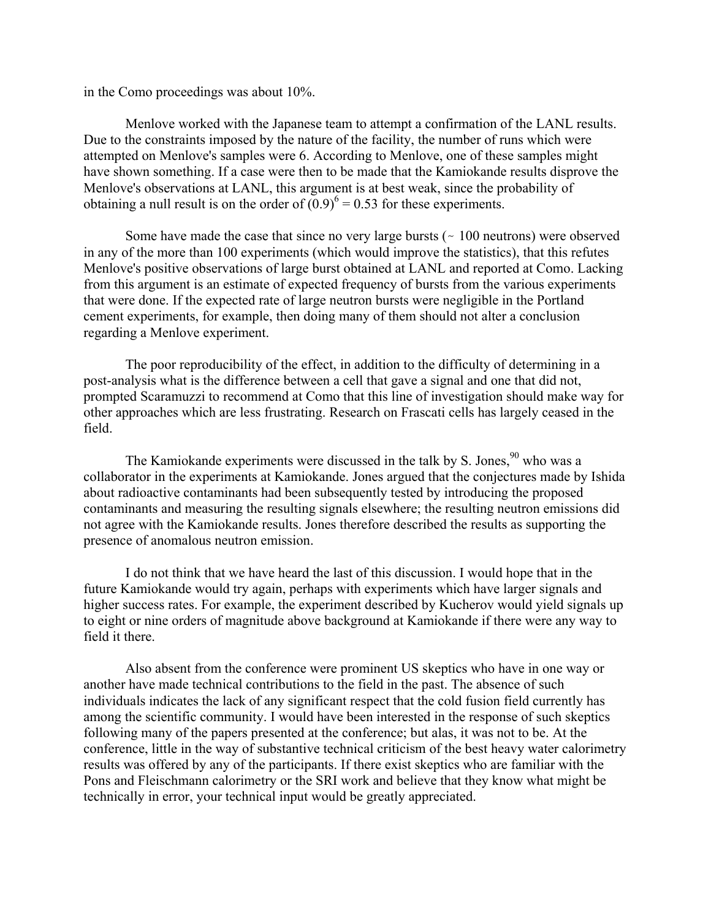in the Como proceedings was about 10%.

Menlove worked with the Japanese team to attempt a confirmation of the LANL results. Due to the constraints imposed by the nature of the facility, the number of runs which were attempted on Menlove's samples were 6. According to Menlove, one of these samples might have shown something. If a case were then to be made that the Kamiokande results disprove the Menlove's observations at LANL, this argument is at best weak, since the probability of obtaining a null result is on the order of $(0.9)^6 = 0.53$ for these experiments.

Some have made the case that since no very large bursts (~ 100 neutrons) were observed in any of the more than 100 experiments (which would improve the statistics), that this refutes Menlove's positive observations of large burst obtained at LANL and reported at Como. Lacking from this argument is an estimate of expected frequency of bursts from the various experiments that were done. If the expected rate of large neutron bursts were negligible in the Portland cement experiments, for example, then doing many of them should not alter a conclusion regarding a Menlove experiment.

The poor reproducibility of the effect, in addition to the difficulty of determining in a post-analysis what is the difference between a cell that gave a signal and one that did not, prompted Scaramuzzi to recommend at Como that this line of investigation should make way for other approaches which are less frustrating. Research on Frascati cells has largely ceased in the field.

The Kamiokande experiments were discussed in the talk by S. Jones,[90] who was a collaborator in the experiments at Kamiokande. Jones argued that the conjectures made by Ishida about radioactive contaminants had been subsequently tested by introducing the proposed contaminants and measuring the resulting signals elsewhere; the resulting neutron emissions did not agree with the Kamiokande results. Jones therefore described the results as supporting the presence of anomalous neutron emission.

I do not think that we have heard the last of this discussion. I would hope that in the future Kamiokande would try again, perhaps with experiments which have larger signals and higher success rates. For example, the experiment described by Kucherov would yield signals up to eight or nine orders of magnitude above background at Kamiokande if there were any way to field it there.

Also absent from the conference were prominent US skeptics who have in one way or another have made technical contributions to the field in the past. The absence of such individuals indicates the lack of any significant respect that the cold fusion field currently has among the scientific community. I would have been interested in the response of such skeptics following many of the papers presented at the conference; but alas, it was not to be. At the conference, little in the way of substantive technical criticism of the best heavy water calorimetry results was offered by any of the participants. If there exist skeptics who are familiar with the Pons and Fleischmann calorimetry or the SRI work and believe that they know what might be technically in error, your technical input would be greatly appreciated.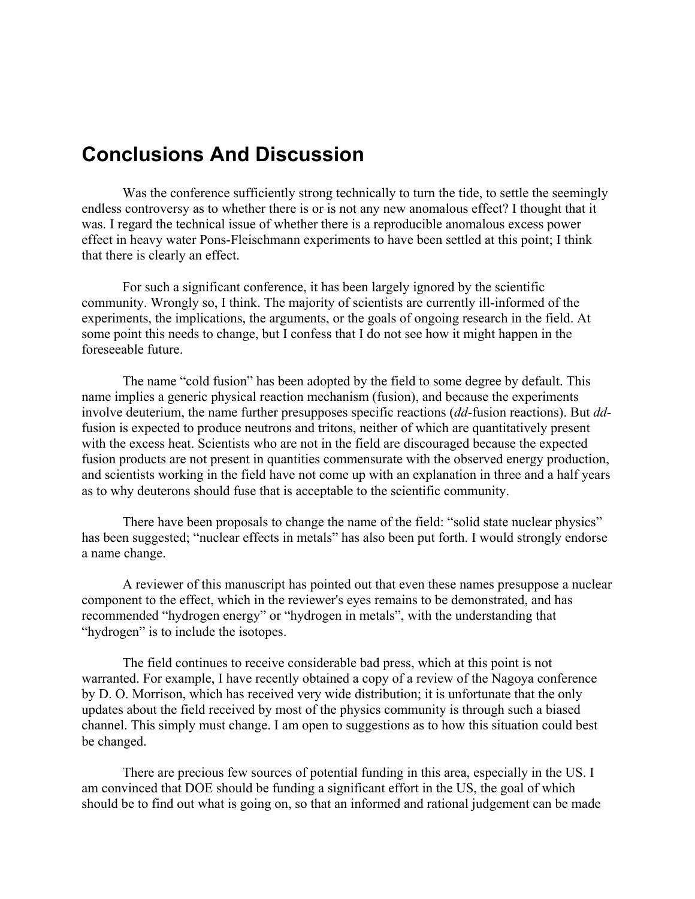## Conclusions And Discussion

Was the conference sufficiently strong technically to turn the tide, to settle the seemingly endless controversy as to whether there is or is not any new anomalous effect? I thought that it was. I regard the technical issue of whether there is a reproducible anomalous excess power effect in heavy water Pons-Fleischmann experiments to have been settled at this point; I think that there is clearly an effect.

For such a significant conference, it has been largely ignored by the scientific community. Wrongly so, I think. The majority of scientists are currently ill-informed of the experiments, the implications, the arguments, or the goals of ongoing research in the field. At some point this needs to change, but I confess that I do not see how it might happen in the foreseeable future.

The name "cold fusion" has been adopted by the field to some degree by default. This name implies a generic physical reaction mechanism (fusion), and because the experiments involve deuterium, the name further presupposes specific reactions (*dd*-fusion reactions). But *dd*-fusion is expected to produce neutrons and tritons, neither of which are quantitatively present with the excess heat. Scientists who are not in the field are discouraged because the expected fusion products are not present in quantities commensurate with the observed energy production, and scientists working in the field have not come up with an explanation in three and a half years as to why deuterons should fuse that is acceptable to the scientific community.

There have been proposals to change the name of the field: "solid state nuclear physics" has been suggested; "nuclear effects in metals" has also been put forth. I would strongly endorse a name change.

A reviewer of this manuscript has pointed out that even these names presuppose a nuclear component to the effect, which in the reviewer's eyes remains to be demonstrated, and has recommended "hydrogen energy" or "hydrogen in metals", with the understanding that "hydrogen" is to include the isotopes.

The field continues to receive considerable bad press, which at this point is not warranted. For example, I have recently obtained a copy of a review of the Nagoya conference by D. O. Morrison, which has received very wide distribution; it is unfortunate that the only updates about the field received by most of the physics community is through such a biased channel. This simply must change. I am open to suggestions as to how this situation could best be changed.

There are precious few sources of potential funding in this area, especially in the US. I am convinced that DOE should be funding a significant effort in the US, the goal of which should be to find out what is going on, so that an informed and rational judgement can be made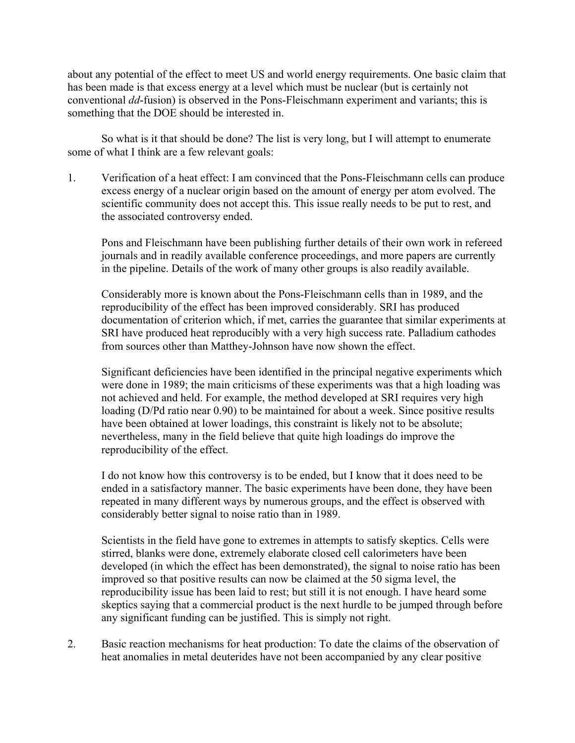about any potential of the effect to meet US and world energy requirements. One basic claim that has been made is that excess energy at a level which must be nuclear (but is certainly not conventional *dd*-fusion) is observed in the Pons-Fleischmann experiment and variants; this is something that the DOE should be interested in.

So what is it that should be done? The list is very long, but I will attempt to enumerate some of what I think are a few relevant goals:

1. Verification of a heat effect: I am convinced that the Pons-Fleischmann cells can produce excess energy of a nuclear origin based on the amount of energy per atom evolved. The scientific community does not accept this. This issue really needs to be put to rest, and the associated controversy ended.

   Pons and Fleischmann have been publishing further details of their own work in refereed journals and in readily available conference proceedings, and more papers are currently in the pipeline. Details of the work of many other groups is also readily available.

   Considerably more is known about the Pons-Fleischmann cells than in 1989, and the reproducibility of the effect has been improved considerably. SRI has produced documentation of criterion which, if met, carries the guarantee that similar experiments at SRI have produced heat reproducibly with a very high success rate. Palladium cathodes from sources other than Matthey-Johnson have now shown the effect.

   Significant deficiencies have been identified in the principal negative experiments which were done in 1989; the main criticisms of these experiments was that a high loading was not achieved and held. For example, the method developed at SRI requires very high loading (D/Pd ratio near 0.90) to be maintained for about a week. Since positive results have been obtained at lower loadings, this constraint is likely not to be absolute; nevertheless, many in the field believe that quite high loadings do improve the reproducibility of the effect.

   I do not know how this controversy is to be ended, but I know that it does need to be ended in a satisfactory manner. The basic experiments have been done, they have been repeated in many different ways by numerous groups, and the effect is observed with considerably better signal to noise ratio than in 1989.

   Scientists in the field have gone to extremes in attempts to satisfy skeptics. Cells were stirred, blanks were done, extremely elaborate closed cell calorimeters have been developed (in which the effect has been demonstrated), the signal to noise ratio has been improved so that positive results can now be claimed at the 50 sigma level, the reproducibility issue has been laid to rest; but still it is not enough. I have heard some skeptics saying that a commercial product is the next hurdle to be jumped through before any significant funding can be justified. This is simply not right.

2. Basic reaction mechanisms for heat production: To date the claims of the observation of heat anomalies in metal deuterides have not been accompanied by any clear positive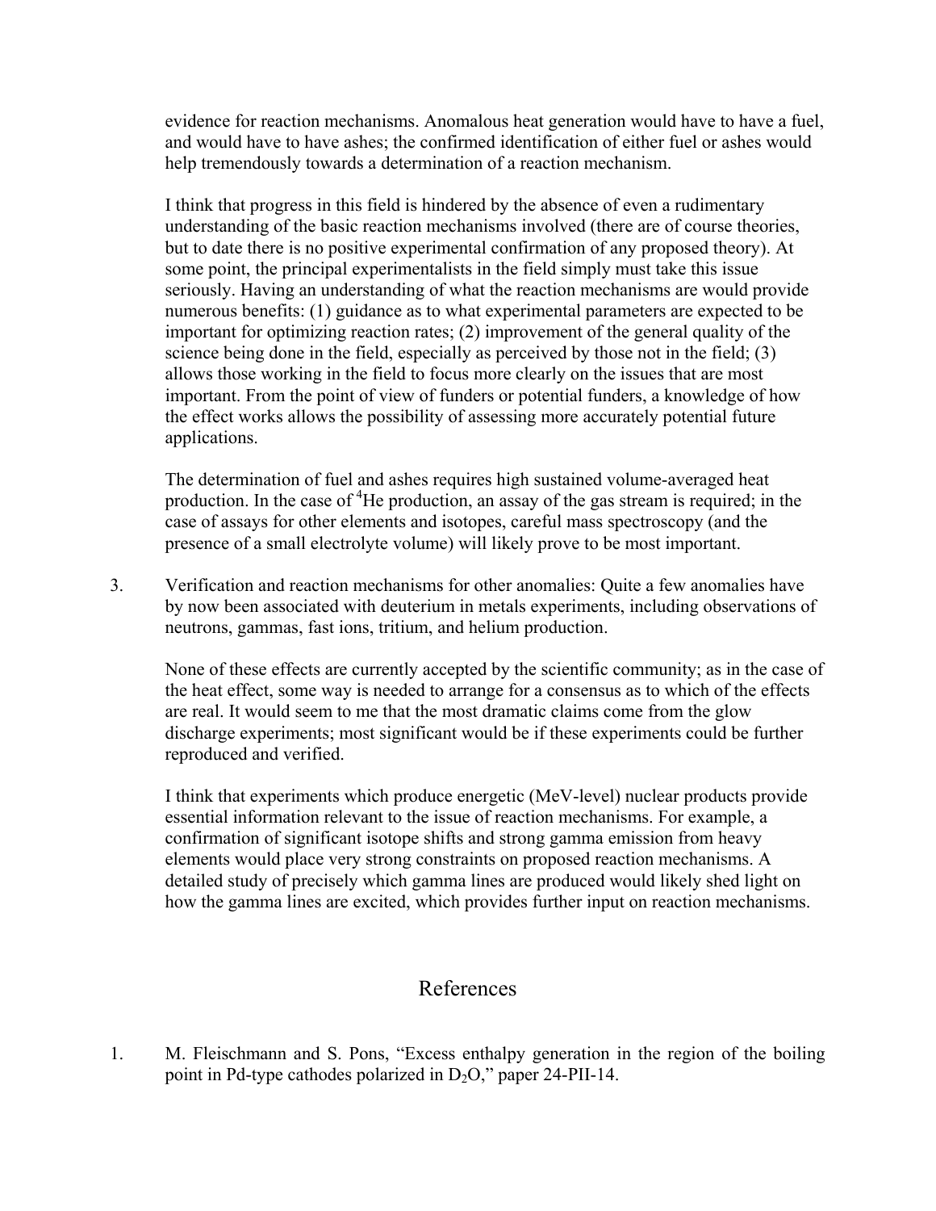evidence for reaction mechanisms. Anomalous heat generation would have to have a fuel, and would have to have ashes; the confirmed identification of either fuel or ashes would help tremendously towards a determination of a reaction mechanism.

I think that progress in this field is hindered by the absence of even a rudimentary understanding of the basic reaction mechanisms involved (there are of course theories, but to date there is no positive experimental confirmation of any proposed theory). At some point, the principal experimentalists in the field simply must take this issue seriously. Having an understanding of what the reaction mechanisms are would provide numerous benefits: (1) guidance as to what experimental parameters are expected to be important for optimizing reaction rates; (2) improvement of the general quality of the science being done in the field, especially as perceived by those not in the field; (3) allows those working in the field to focus more clearly on the issues that are most important. From the point of view of funders or potential funders, a knowledge of how the effect works allows the possibility of assessing more accurately potential future applications.

The determination of fuel and ashes requires high sustained volume-averaged heat production. In the case of $^4$He production, an assay of the gas stream is required; in the case of assays for other elements and isotopes, careful mass spectroscopy (and the presence of a small electrolyte volume) will likely prove to be most important.

3. Verification and reaction mechanisms for other anomalies: Quite a few anomalies have by now been associated with deuterium in metals experiments, including observations of neutrons, gammas, fast ions, tritium, and helium production.

   None of these effects are currently accepted by the scientific community; as in the case of the heat effect, some way is needed to arrange for a consensus as to which of the effects are real. It would seem to me that the most dramatic claims come from the glow discharge experiments; most significant would be if these experiments could be further reproduced and verified.

   I think that experiments which produce energetic (MeV-level) nuclear products provide essential information relevant to the issue of reaction mechanisms. For example, a confirmation of significant isotope shifts and strong gamma emission from heavy elements would place very strong constraints on proposed reaction mechanisms. A detailed study of precisely which gamma lines are produced would likely shed light on how the gamma lines are excited, which provides further input on reaction mechanisms.

## References

1. M. Fleischmann and S. Pons, "Excess enthalpy generation in the region of the boiling point in Pd-type cathodes polarized in $D_2O$," paper 24-PII-14.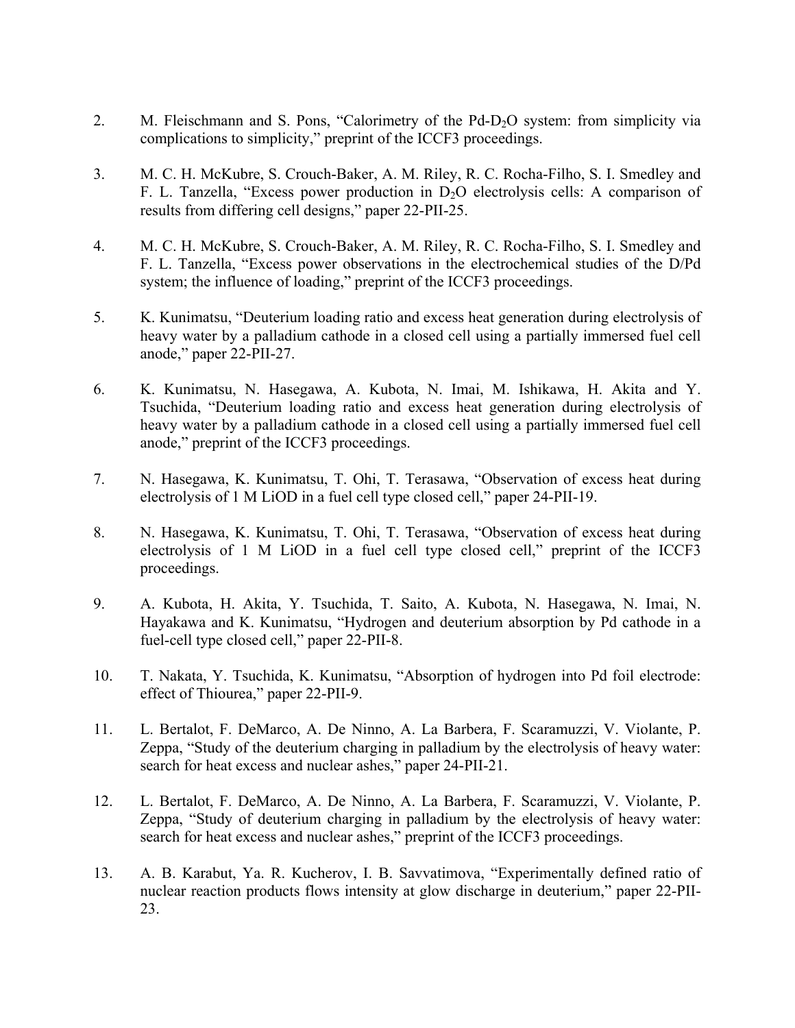2. M. Fleischmann and S. Pons, "Calorimetry of the Pd-$D_2O$ system: from simplicity via complications to simplicity," preprint of the ICCF3 proceedings.

3. M. C. H. McKubre, S. Crouch-Baker, A. M. Riley, R. C. Rocha-Filho, S. I. Smedley and F. L. Tanzella, "Excess power production in $D_2O$ electrolysis cells: A comparison of results from differing cell designs," paper 22-PII-25.

4. M. C. H. McKubre, S. Crouch-Baker, A. M. Riley, R. C. Rocha-Filho, S. I. Smedley and F. L. Tanzella, "Excess power observations in the electrochemical studies of the D/Pd system; the influence of loading," preprint of the ICCF3 proceedings.

5. K. Kunimatsu, "Deuterium loading ratio and excess heat generation during electrolysis of heavy water by a palladium cathode in a closed cell using a partially immersed fuel cell anode," paper 22-PII-27.

6. K. Kunimatsu, N. Hasegawa, A. Kubota, N. Imai, M. Ishikawa, H. Akita and Y. Tsuchida, "Deuterium loading ratio and excess heat generation during electrolysis of heavy water by a palladium cathode in a closed cell using a partially immersed fuel cell anode," preprint of the ICCF3 proceedings.

7. N. Hasegawa, K. Kunimatsu, T. Ohi, T. Terasawa, "Observation of excess heat during electrolysis of 1 M LiOD in a fuel cell type closed cell," paper 24-PII-19.

8. N. Hasegawa, K. Kunimatsu, T. Ohi, T. Terasawa, "Observation of excess heat during electrolysis of 1 M LiOD in a fuel cell type closed cell," preprint of the ICCF3 proceedings.

9. A. Kubota, H. Akita, Y. Tsuchida, T. Saito, A. Kubota, N. Hasegawa, N. Imai, N. Hayakawa and K. Kunimatsu, "Hydrogen and deuterium absorption by Pd cathode in a fuel-cell type closed cell," paper 22-PII-8.

10. T. Nakata, Y. Tsuchida, K. Kunimatsu, "Absorption of hydrogen into Pd foil electrode: effect of Thiourea," paper 22-PII-9.

11. L. Bertalot, F. DeMarco, A. De Ninno, A. La Barbera, F. Scaramuzzi, V. Violante, P. Zeppa, "Study of the deuterium charging in palladium by the electrolysis of heavy water: search for heat excess and nuclear ashes," paper 24-PII-21.

12. L. Bertalot, F. DeMarco, A. De Ninno, A. La Barbera, F. Scaramuzzi, V. Violante, P. Zeppa, "Study of deuterium charging in palladium by the electrolysis of heavy water: search for heat excess and nuclear ashes," preprint of the ICCF3 proceedings.

13. A. B. Karabut, Ya. R. Kucherov, I. B. Savvatimova, "Experimentally defined ratio of nuclear reaction products flows intensity at glow discharge in deuterium," paper 22-PII-23.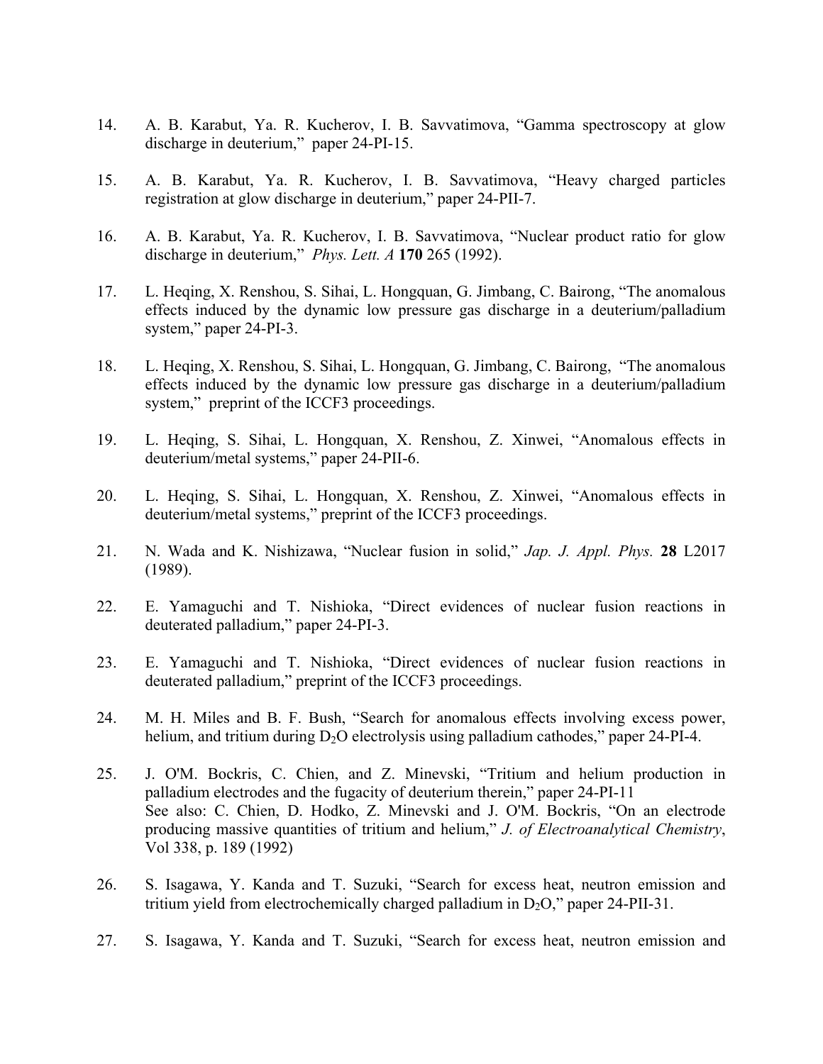14. A. B. Karabut, Ya. R. Kucherov, I. B. Savvatimova, "Gamma spectroscopy at glow discharge in deuterium," paper 24-PI-15.

15. A. B. Karabut, Ya. R. Kucherov, I. B. Savvatimova, "Heavy charged particles registration at glow discharge in deuterium," paper 24-PII-7.

16. A. B. Karabut, Ya. R. Kucherov, I. B. Savvatimova, "Nuclear product ratio for glow discharge in deuterium," *Phys. Lett. A* **170** 265 (1992).

17. L. Heqing, X. Renshou, S. Sihai, L. Hongquan, G. Jimbang, C. Bairong, "The anomalous effects induced by the dynamic low pressure gas discharge in a deuterium/palladium system," paper 24-PI-3.

18. L. Heqing, X. Renshou, S. Sihai, L. Hongquan, G. Jimbang, C. Bairong, "The anomalous effects induced by the dynamic low pressure gas discharge in a deuterium/palladium system," preprint of the ICCF3 proceedings.

19. L. Heqing, S. Sihai, L. Hongquan, X. Renshou, Z. Xinwei, "Anomalous effects in deuterium/metal systems," paper 24-PII-6.

20. L. Heqing, S. Sihai, L. Hongquan, X. Renshou, Z. Xinwei, "Anomalous effects in deuterium/metal systems," preprint of the ICCF3 proceedings.

21. N. Wada and K. Nishizawa, "Nuclear fusion in solid," *Jap. J. Appl. Phys.* **28** L2017 (1989).

22. E. Yamaguchi and T. Nishioka, "Direct evidences of nuclear fusion reactions in deuterated palladium," paper 24-PI-3.

23. E. Yamaguchi and T. Nishioka, "Direct evidences of nuclear fusion reactions in deuterated palladium," preprint of the ICCF3 proceedings.

24. M. H. Miles and B. F. Bush, "Search for anomalous effects involving excess power, helium, and tritium during $D_2O$ electrolysis using palladium cathodes," paper 24-PI-4.

25. J. O'M. Bockris, C. Chien, and Z. Minevski, "Tritium and helium production in palladium electrodes and the fugacity of deuterium therein," paper 24-PI-11
See also: C. Chien, D. Hodko, Z. Minevski and J. O'M. Bockris, "On an electrode producing massive quantities of tritium and helium," *J. of Electroanalytical Chemistry*, Vol 338, p. 189 (1992)

26. S. Isagawa, Y. Kanda and T. Suzuki, "Search for excess heat, neutron emission and tritium yield from electrochemically charged palladium in $D_2O$," paper 24-PII-31.

27. S. Isagawa, Y. Kanda and T. Suzuki, "Search for excess heat, neutron emission and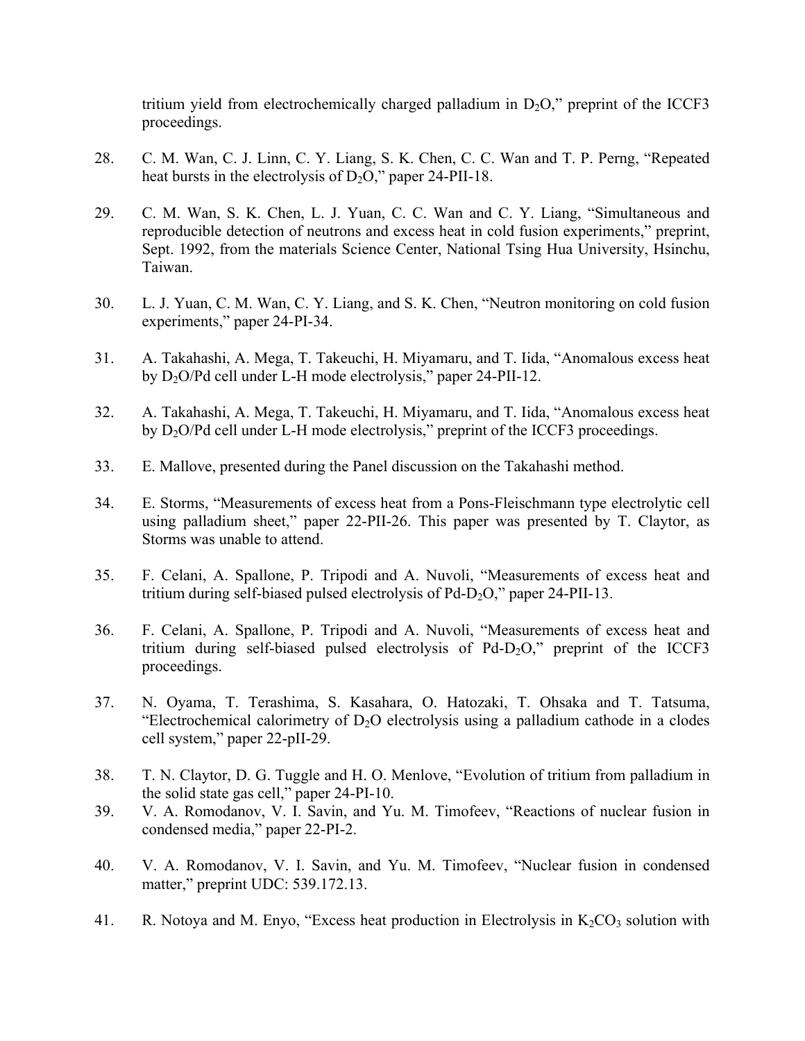tritium yield from electrochemically charged palladium in $D_2O$," preprint of the ICCF3 proceedings.

28. C. M. Wan, C. J. Linn, C. Y. Liang, S. K. Chen, C. C. Wan and T. P. Perng, "Repeated heat bursts in the electrolysis of $D_2O$," paper 24-PII-18.

29. C. M. Wan, S. K. Chen, L. J. Yuan, C. C. Wan and C. Y. Liang, "Simultaneous and reproducible detection of neutrons and excess heat in cold fusion experiments," preprint, Sept. 1992, from the materials Science Center, National Tsing Hua University, Hsinchu, Taiwan.

30. L. J. Yuan, C. M. Wan, C. Y. Liang, and S. K. Chen, "Neutron monitoring on cold fusion experiments," paper 24-PI-34.

31. A. Takahashi, A. Mega, T. Takeuchi, H. Miyamaru, and T. Iida, "Anomalous excess heat by $D_2O$/Pd cell under L-H mode electrolysis," paper 24-PII-12.

32. A. Takahashi, A. Mega, T. Takeuchi, H. Miyamaru, and T. Iida, "Anomalous excess heat by $D_2O$/Pd cell under L-H mode electrolysis," preprint of the ICCF3 proceedings.

33. E. Mallove, presented during the Panel discussion on the Takahashi method.

34. E. Storms, "Measurements of excess heat from a Pons-Fleischmann type electrolytic cell using palladium sheet," paper 22-PII-26. This paper was presented by T. Claytor, as Storms was unable to attend.

35. F. Celani, A. Spallone, P. Tripodi and A. Nuvoli, "Measurements of excess heat and tritium during self-biased pulsed electrolysis of Pd-$D_2O$," paper 24-PII-13.

36. F. Celani, A. Spallone, P. Tripodi and A. Nuvoli, "Measurements of excess heat and tritium during self-biased pulsed electrolysis of Pd-$D_2O$," preprint of the ICCF3 proceedings.

37. N. Oyama, T. Terashima, S. Kasahara, O. Hatozaki, T. Ohsaka and T. Tatsuma, "Electrochemical calorimetry of $D_2O$ electrolysis using a palladium cathode in a clodes cell system," paper 22-pII-29.

38. T. N. Claytor, D. G. Tuggle and H. O. Menlove, "Evolution of tritium from palladium in the solid state gas cell," paper 24-PI-10.

39. V. A. Romodanov, V. I. Savin, and Yu. M. Timofeev, "Reactions of nuclear fusion in condensed media," paper 22-PI-2.

40. V. A. Romodanov, V. I. Savin, and Yu. M. Timofeev, "Nuclear fusion in condensed matter," preprint UDC: 539.172.13.

41. R. Notoya and M. Enyo, "Excess heat production in Electrolysis in $K_2CO_3$ solution with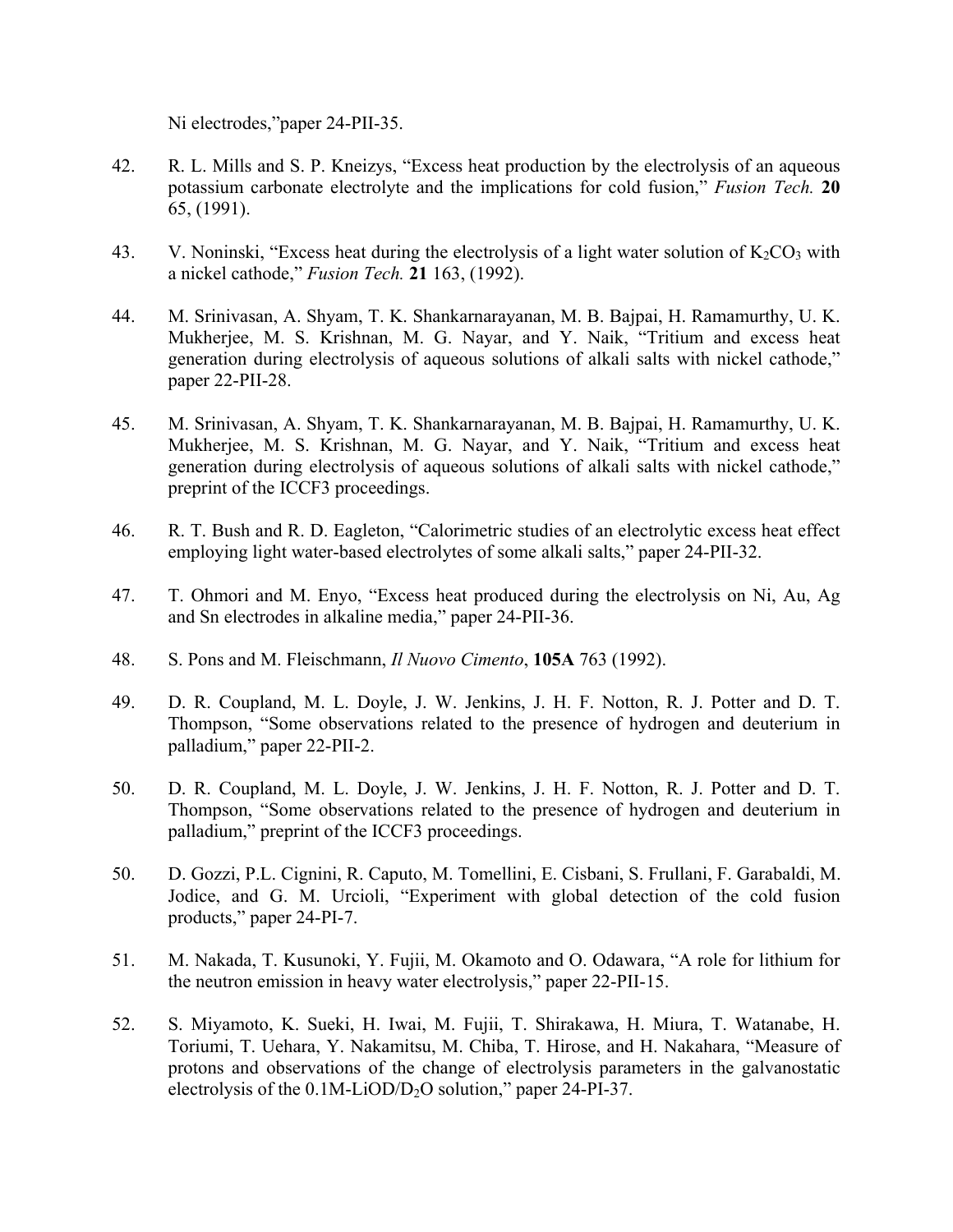Ni electrodes,"paper 24-PII-35.

42. R. L. Mills and S. P. Kneizys, "Excess heat production by the electrolysis of an aqueous potassium carbonate electrolyte and the implications for cold fusion," *Fusion Tech.* **20** 65, (1991).

43. V. Noninski, "Excess heat during the electrolysis of a light water solution of $K_2CO_3$ with a nickel cathode," *Fusion Tech.* **21** 163, (1992).

44. M. Srinivasan, A. Shyam, T. K. Shankarnarayanan, M. B. Bajpai, H. Ramamurthy, U. K. Mukherjee, M. S. Krishnan, M. G. Nayar, and Y. Naik, "Tritium and excess heat generation during electrolysis of aqueous solutions of alkali salts with nickel cathode," paper 22-PII-28.

45. M. Srinivasan, A. Shyam, T. K. Shankarnarayanan, M. B. Bajpai, H. Ramamurthy, U. K. Mukherjee, M. S. Krishnan, M. G. Nayar, and Y. Naik, "Tritium and excess heat generation during electrolysis of aqueous solutions of alkali salts with nickel cathode," preprint of the ICCF3 proceedings.

46. R. T. Bush and R. D. Eagleton, "Calorimetric studies of an electrolytic excess heat effect employing light water-based electrolytes of some alkali salts," paper 24-PII-32.

47. T. Ohmori and M. Enyo, "Excess heat produced during the electrolysis on Ni, Au, Ag and Sn electrodes in alkaline media," paper 24-PII-36.

48. S. Pons and M. Fleischmann, *Il Nuovo Cimento*, **105A** 763 (1992).

49. D. R. Coupland, M. L. Doyle, J. W. Jenkins, J. H. F. Notton, R. J. Potter and D. T. Thompson, "Some observations related to the presence of hydrogen and deuterium in palladium," paper 22-PII-2.

50. D. R. Coupland, M. L. Doyle, J. W. Jenkins, J. H. F. Notton, R. J. Potter and D. T. Thompson, "Some observations related to the presence of hydrogen and deuterium in palladium," preprint of the ICCF3 proceedings.

50. D. Gozzi, P.L. Cignini, R. Caputo, M. Tomellini, E. Cisbani, S. Frullani, F. Garabaldi, M. Jodice, and G. M. Urcioli, "Experiment with global detection of the cold fusion products," paper 24-PI-7.

51. M. Nakada, T. Kusunoki, Y. Fujii, M. Okamoto and O. Odawara, "A role for lithium for the neutron emission in heavy water electrolysis," paper 22-PII-15.

52. S. Miyamoto, K. Sueki, H. Iwai, M. Fujii, T. Shirakawa, H. Miura, T. Watanabe, H. Toriumi, T. Uehara, Y. Nakamitsu, M. Chiba, T. Hirose, and H. Nakahara, "Measure of protons and observations of the change of electrolysis parameters in the galvanostatic electrolysis of the 0.1M-LiOD/$D_2O$ solution," paper 24-PI-37.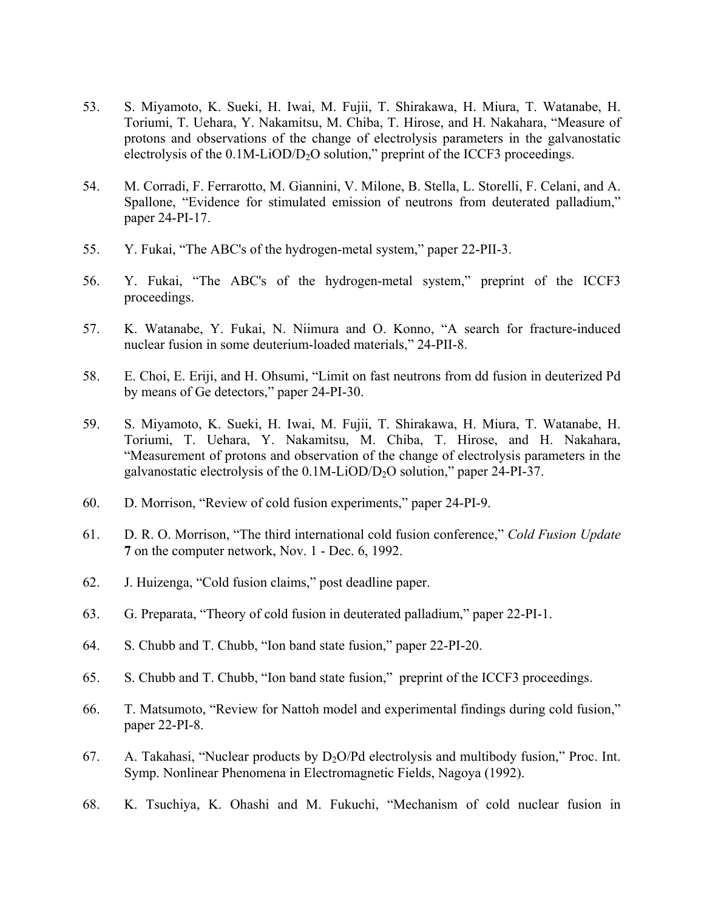53. S. Miyamoto, K. Sueki, H. Iwai, M. Fujii, T. Shirakawa, H. Miura, T. Watanabe, H. Toriumi, T. Uehara, Y. Nakamitsu, M. Chiba, T. Hirose, and H. Nakahara, "Measure of protons and observations of the change of electrolysis parameters in the galvanostatic electrolysis of the 0.1M-LiOD/$D_2O$ solution," preprint of the ICCF3 proceedings.

54. M. Corradi, F. Ferrarotto, M. Giannini, V. Milone, B. Stella, L. Storelli, F. Celani, and A. Spallone, "Evidence for stimulated emission of neutrons from deuterated palladium," paper 24-PI-17.

55. Y. Fukai, "The ABC's of the hydrogen-metal system," paper 22-PII-3.

56. Y. Fukai, "The ABC's of the hydrogen-metal system," preprint of the ICCF3 proceedings.

57. K. Watanabe, Y. Fukai, N. Niimura and O. Konno, "A search for fracture-induced nuclear fusion in some deuterium-loaded materials," 24-PII-8.

58. E. Choi, E. Eriji, and H. Ohsumi, "Limit on fast neutrons from dd fusion in deuterized Pd by means of Ge detectors," paper 24-PI-30.

59. S. Miyamoto, K. Sueki, H. Iwai, M. Fujii, T. Shirakawa, H. Miura, T. Watanabe, H. Toriumi, T. Uehara, Y. Nakamitsu, M. Chiba, T. Hirose, and H. Nakahara, "Measurement of protons and observation of the change of electrolysis parameters in the galvanostatic electrolysis of the 0.1M-LiOD/$D_2O$ solution," paper 24-PI-37.

60. D. Morrison, "Review of cold fusion experiments," paper 24-PI-9.

61. D. R. O. Morrison, "The third international cold fusion conference," *Cold Fusion Update* **7** on the computer network, Nov. 1 - Dec. 6, 1992.

62. J. Huizenga, "Cold fusion claims," post deadline paper.

63. G. Preparata, "Theory of cold fusion in deuterated palladium," paper 22-PI-1.

64. S. Chubb and T. Chubb, "Ion band state fusion," paper 22-PI-20.

65. S. Chubb and T. Chubb, "Ion band state fusion," preprint of the ICCF3 proceedings.

66. T. Matsumoto, "Review for Nattoh model and experimental findings during cold fusion," paper 22-PI-8.

67. A. Takahasi, "Nuclear products by $D_2O$/Pd electrolysis and multibody fusion," Proc. Int. Symp. Nonlinear Phenomena in Electromagnetic Fields, Nagoya (1992).

68. K. Tsuchiya, K. Ohashi and M. Fukuchi, "Mechanism of cold nuclear fusion in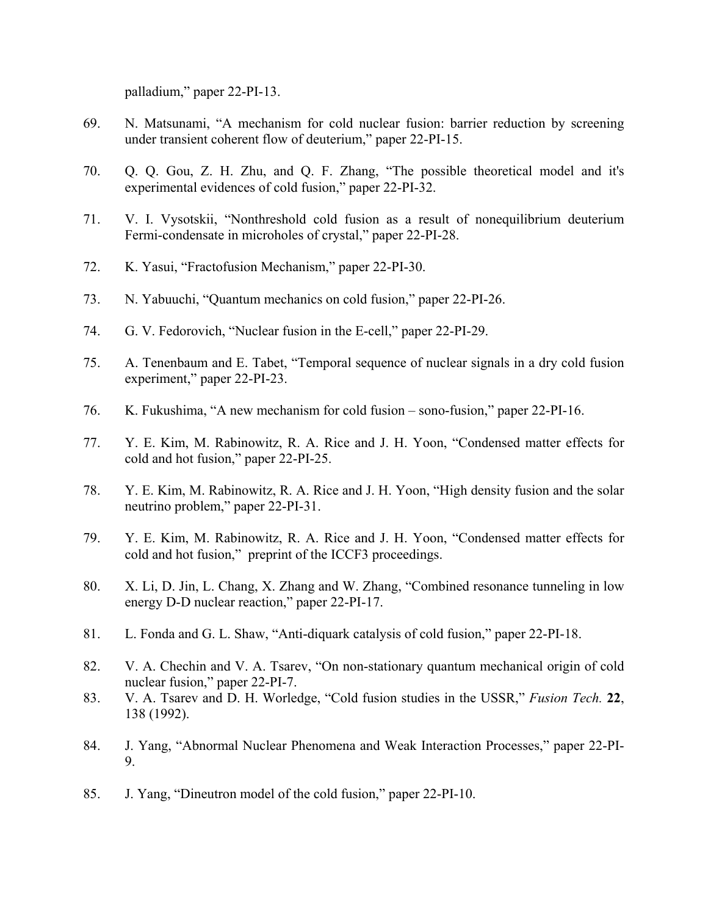palladium," paper 22-PI-13.

69. N. Matsunami, "A mechanism for cold nuclear fusion: barrier reduction by screening under transient coherent flow of deuterium," paper 22-PI-15.

70. Q. Q. Gou, Z. H. Zhu, and Q. F. Zhang, "The possible theoretical model and it's experimental evidences of cold fusion," paper 22-PI-32.

71. V. I. Vysotskii, "Nonthreshold cold fusion as a result of nonequilibrium deuterium Fermi-condensate in microholes of crystal," paper 22-PI-28.

72. K. Yasui, "Fractofusion Mechanism," paper 22-PI-30.

73. N. Yabuuchi, "Quantum mechanics on cold fusion," paper 22-PI-26.

74. G. V. Fedorovich, "Nuclear fusion in the E-cell," paper 22-PI-29.

75. A. Tenenbaum and E. Tabet, "Temporal sequence of nuclear signals in a dry cold fusion experiment," paper 22-PI-23.

76. K. Fukushima, "A new mechanism for cold fusion – sono-fusion," paper 22-PI-16.

77. Y. E. Kim, M. Rabinowitz, R. A. Rice and J. H. Yoon, "Condensed matter effects for cold and hot fusion," paper 22-PI-25.

78. Y. E. Kim, M. Rabinowitz, R. A. Rice and J. H. Yoon, "High density fusion and the solar neutrino problem," paper 22-PI-31.

79. Y. E. Kim, M. Rabinowitz, R. A. Rice and J. H. Yoon, "Condensed matter effects for cold and hot fusion," preprint of the ICCF3 proceedings.

80. X. Li, D. Jin, L. Chang, X. Zhang and W. Zhang, "Combined resonance tunneling in low energy D-D nuclear reaction," paper 22-PI-17.

81. L. Fonda and G. L. Shaw, "Anti-diquark catalysis of cold fusion," paper 22-PI-18.

82. V. A. Chechin and V. A. Tsarev, "On non-stationary quantum mechanical origin of cold nuclear fusion," paper 22-PI-7.

83. V. A. Tsarev and D. H. Worledge, "Cold fusion studies in the USSR," *Fusion Tech.* **22**, 138 (1992).

84. J. Yang, "Abnormal Nuclear Phenomena and Weak Interaction Processes," paper 22-PI-9.

85. J. Yang, "Dineutron model of the cold fusion," paper 22-PI-10.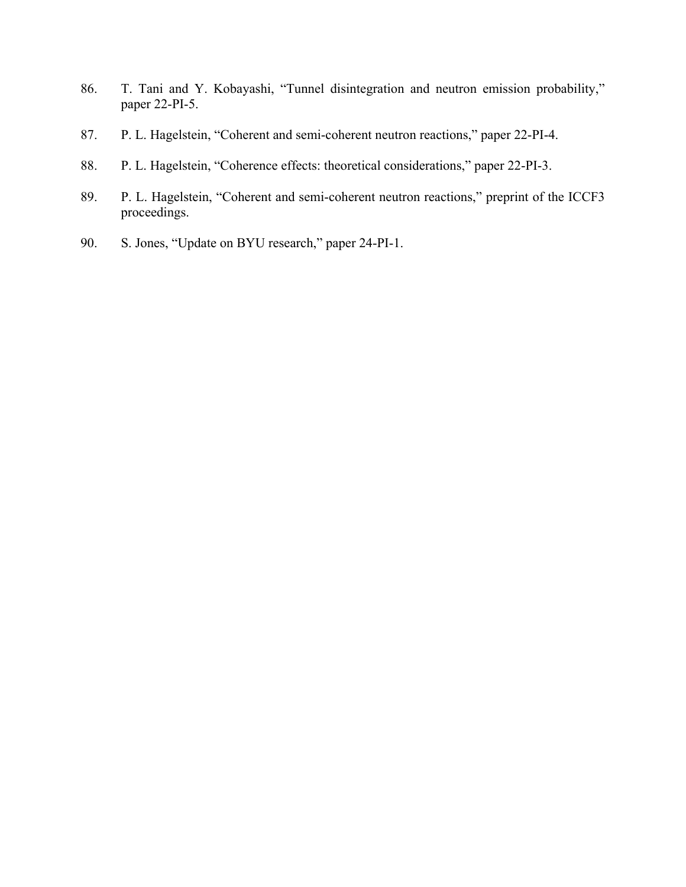86. T. Tani and Y. Kobayashi, "Tunnel disintegration and neutron emission probability," paper 22-PI-5.

87. P. L. Hagelstein, "Coherent and semi-coherent neutron reactions," paper 22-PI-4.

88. P. L. Hagelstein, "Coherence effects: theoretical considerations," paper 22-PI-3.

89. P. L. Hagelstein, "Coherent and semi-coherent neutron reactions," preprint of the ICCF3 proceedings.

90. S. Jones, "Update on BYU research," paper 24-PI-1.